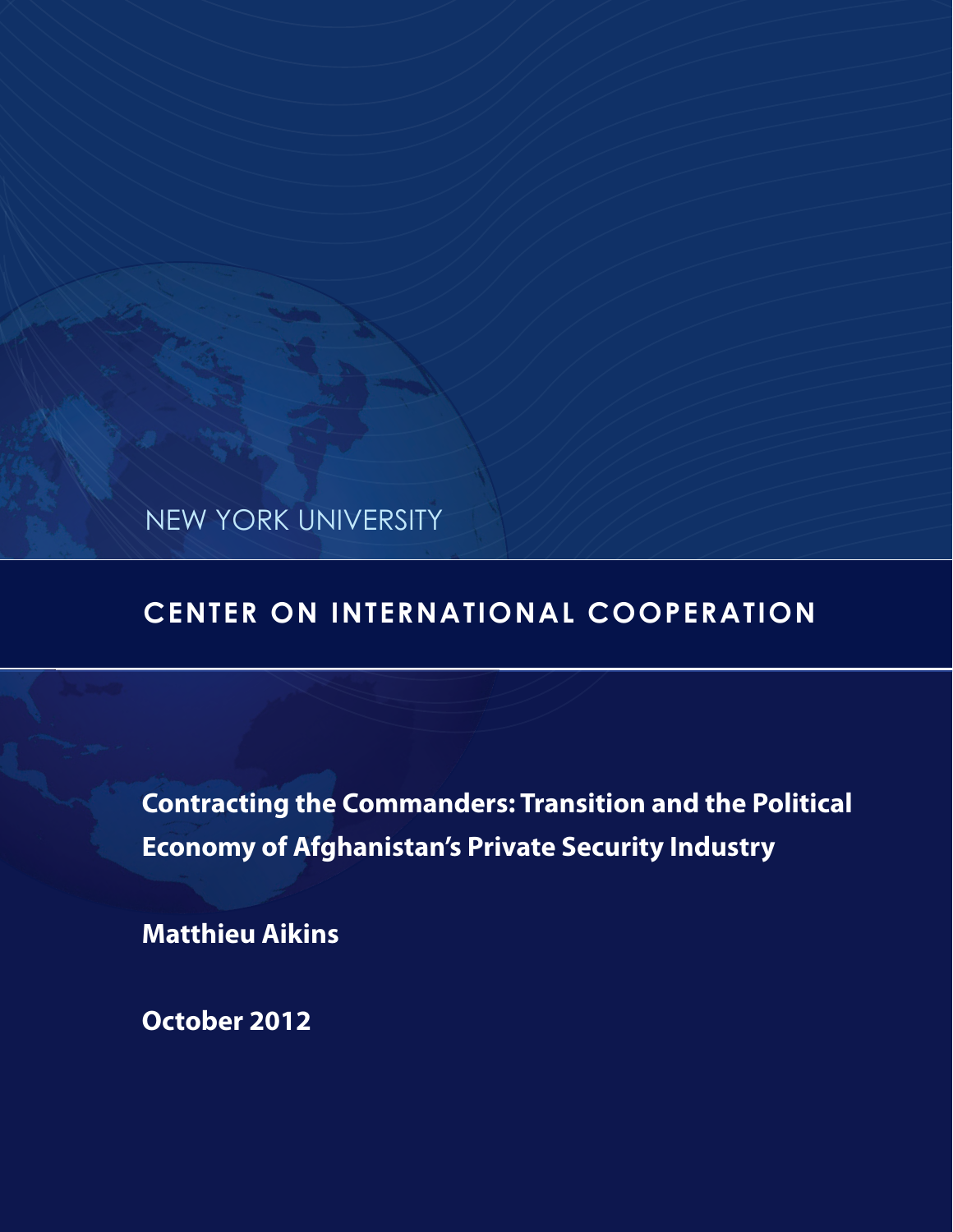NEW YORK UNIVERSITY

# CENTER ON INTERNATIONAL COOPERATION

## Contracting the Commanders: Transition and the Political Economy of Afghanistan's Private Security Industry

**Matthieu Aikins**

**October 2012**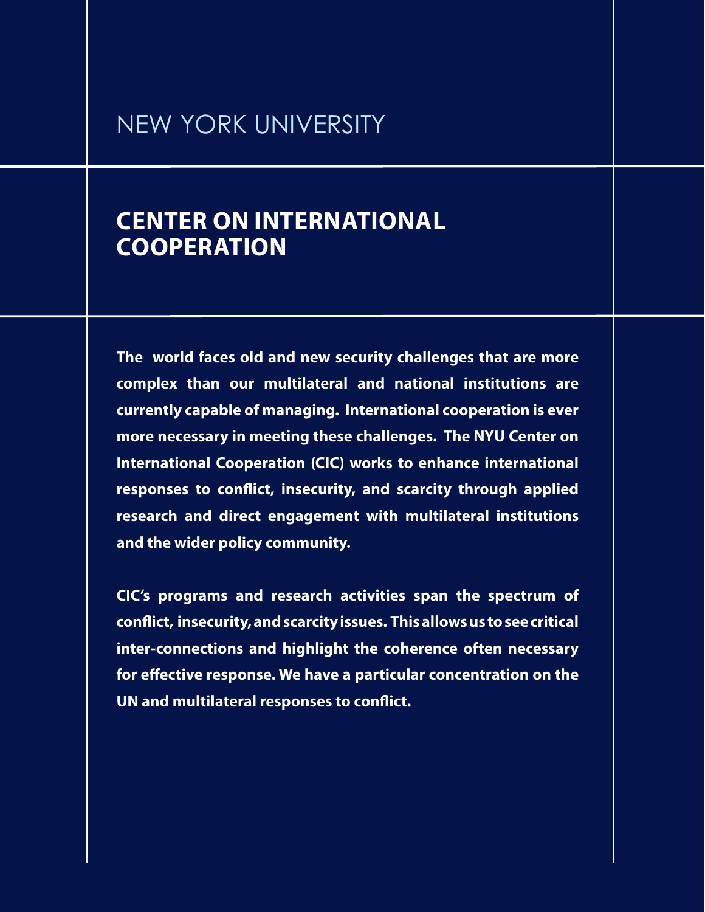NEW YORK UNIVERSITY

# CENTER ON INTERNATIONAL COOPERATION

**The world faces old and new security challenges that are more complex than our multilateral and national institutions are currently capable of managing. International cooperation is ever more necessary in meeting these challenges. The NYU Center on International Cooperation (CIC) works to enhance international responses to conflict, insecurity, and scarcity through applied research and direct engagement with multilateral institutions and the wider policy community.**

**CIC's programs and research activities span the spectrum of conflict, insecurity, and scarcity issues. This allows us to see critical inter-connections and highlight the coherence often necessary for effective response. We have a particular concentration on the UN and multilateral responses to conflict.**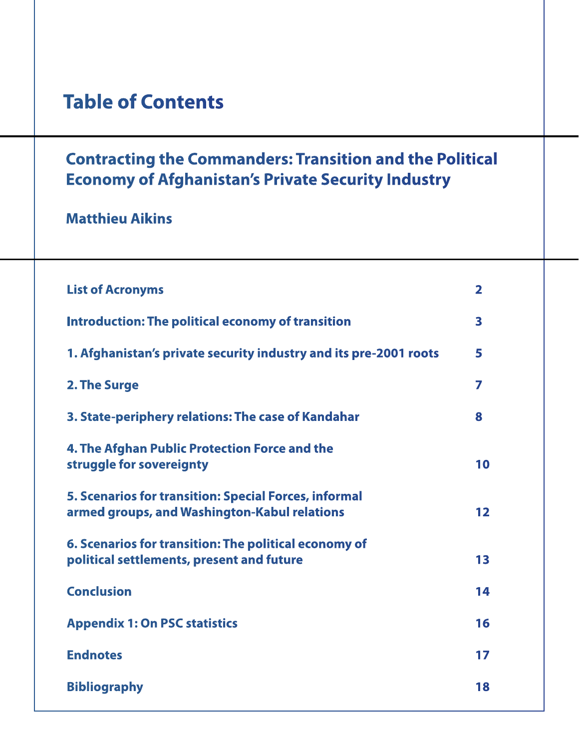# Table of Contents

## Contracting the Commanders: Transition and the Political Economy of Afghanistan's Private Security Industry

**Matthieu Aikins**

| | |
|---|---|
| **List of Acronyms** | **2** |
| **Introduction: The political economy of transition** | **3** |
| **1. Afghanistan's private security industry and its pre-2001 roots** | **5** |
| **2. The Surge** | **7** |
| **3. State-periphery relations: The case of Kandahar** | **8** |
| **4. The Afghan Public Protection Force and the struggle for sovereignty** | **10** |
| **5. Scenarios for transition: Special Forces, informal armed groups, and Washington-Kabul relations** | **12** |
| **6. Scenarios for transition: The political economy of political settlements, present and future** | **13** |
| **Conclusion** | **14** |
| **Appendix 1: On PSC statistics** | **16** |
| **Endnotes** | **17** |
| **Bibliography** | **18** |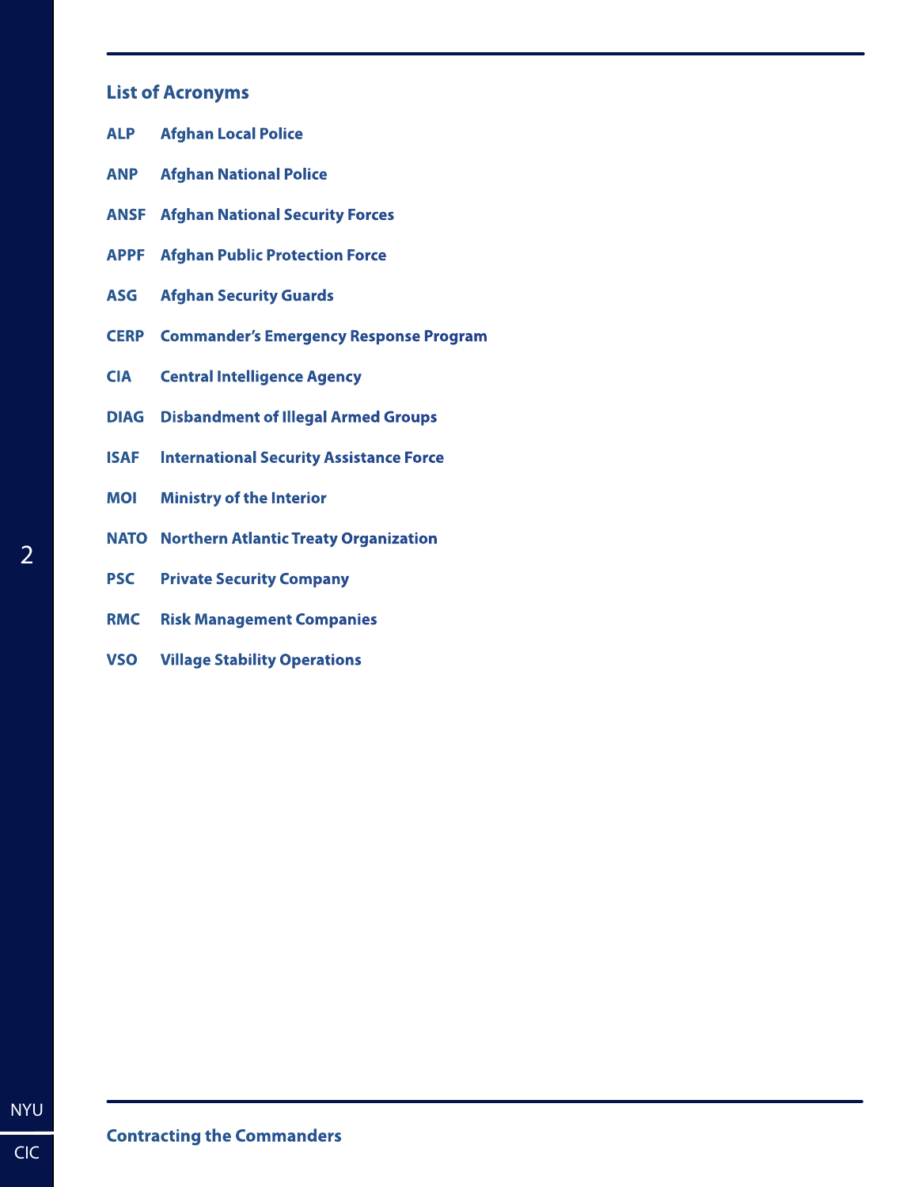## List of Acronyms

| | |
|---|---|
| **ALP** | **Afghan Local Police** |
| **ANP** | **Afghan National Police** |
| **ANSF** | **Afghan National Security Forces** |
| **APPF** | **Afghan Public Protection Force** |
| **ASG** | **Afghan Security Guards** |
| **CERP** | **Commander's Emergency Response Program** |
| **CIA** | **Central Intelligence Agency** |
| **DIAG** | **Disbandment of Illegal Armed Groups** |
| **ISAF** | **International Security Assistance Force** |
| **MOI** | **Ministry of the Interior** |
| **NATO** | **Northern Atlantic Treaty Organization** |
| **PSC** | **Private Security Company** |
| **RMC** | **Risk Management Companies** |
| **VSO** | **Village Stability Operations** |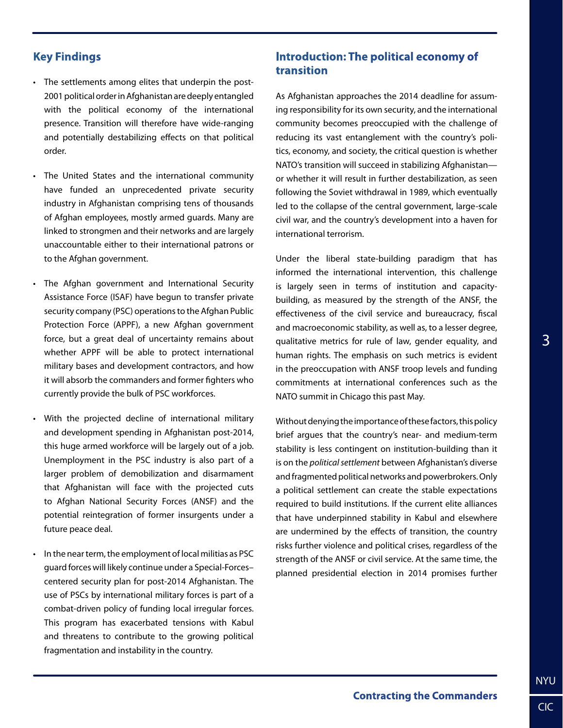## Key Findings

- The settlements among elites that underpin the post-2001 political order in Afghanistan are deeply entangled with the political economy of the international presence. Transition will therefore have wide-ranging and potentially destabilizing effects on that political order.
- The United States and the international community have funded an unprecedented private security industry in Afghanistan comprising tens of thousands of Afghan employees, mostly armed guards. Many are linked to strongmen and their networks and are largely unaccountable either to their international patrons or to the Afghan government.
- The Afghan government and International Security Assistance Force (ISAF) have begun to transfer private security company (PSC) operations to the Afghan Public Protection Force (APPF), a new Afghan government force, but a great deal of uncertainty remains about whether APPF will be able to protect international military bases and development contractors, and how it will absorb the commanders and former fighters who currently provide the bulk of PSC workforces.
- With the projected decline of international military and development spending in Afghanistan post-2014, this huge armed workforce will be largely out of a job. Unemployment in the PSC industry is also part of a larger problem of demobilization and disarmament that Afghanistan will face with the projected cuts to Afghan National Security Forces (ANSF) and the potential reintegration of former insurgents under a future peace deal.
- In the near term, the employment of local militias as PSC guard forces will likely continue under a Special-Forces–centered security plan for post-2014 Afghanistan. The use of PSCs by international military forces is part of a combat-driven policy of funding local irregular forces. This program has exacerbated tensions with Kabul and threatens to contribute to the growing political fragmentation and instability in the country.

## Introduction: The political economy of transition

As Afghanistan approaches the 2014 deadline for assuming responsibility for its own security, and the international community becomes preoccupied with the challenge of reducing its vast entanglement with the country's politics, economy, and society, the critical question is whether NATO's transition will succeed in stabilizing Afghanistan—or whether it will result in further destabilization, as seen following the Soviet withdrawal in 1989, which eventually led to the collapse of the central government, large-scale civil war, and the country's development into a haven for international terrorism.

Under the liberal state-building paradigm that has informed the international intervention, this challenge is largely seen in terms of institution and capacity-building, as measured by the strength of the ANSF, the effectiveness of the civil service and bureaucracy, fiscal and macroeconomic stability, as well as, to a lesser degree, qualitative metrics for rule of law, gender equality, and human rights. The emphasis on such metrics is evident in the preoccupation with ANSF troop levels and funding commitments at international conferences such as the NATO summit in Chicago this past May.

Without denying the importance of these factors, this policy brief argues that the country's near- and medium-term stability is less contingent on institution-building than it is on the *political settlement* between Afghanistan's diverse and fragmented political networks and powerbrokers. Only a political settlement can create the stable expectations required to build institutions. If the current elite alliances that have underpinned stability in Kabul and elsewhere are undermined by the effects of transition, the country risks further violence and political crises, regardless of the strength of the ANSF or civil service. At the same time, the planned presidential election in 2014 promises further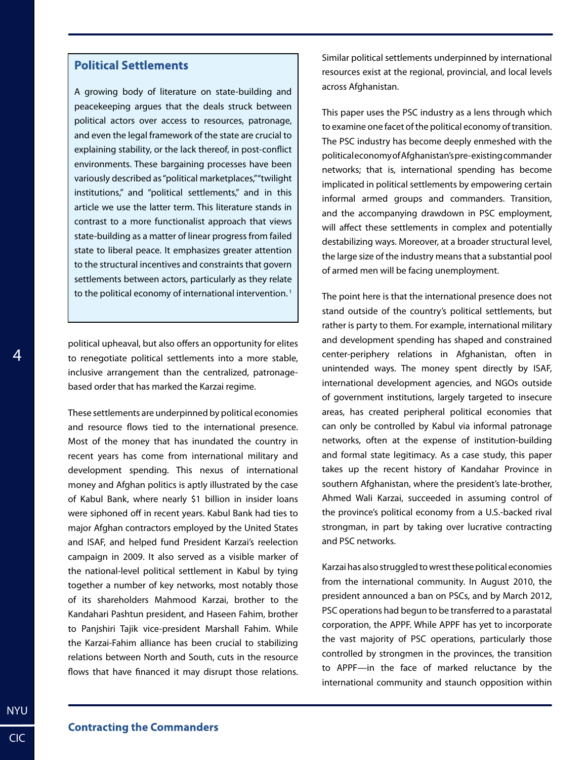## Political Settlements

A growing body of literature on state-building and peacekeeping argues that the deals struck between political actors over access to resources, patronage, and even the legal framework of the state are crucial to explaining stability, or the lack thereof, in post-conflict environments. These bargaining processes have been variously described as "political marketplaces," "twilight institutions," and "political settlements," and in this article we use the latter term. This literature stands in contrast to a more functionalist approach that views state-building as a matter of linear progress from failed state to liberal peace. It emphasizes greater attention to the structural incentives and constraints that govern settlements between actors, particularly as they relate to the political economy of international intervention.[1]

political upheaval, but also offers an opportunity for elites to renegotiate political settlements into a more stable, inclusive arrangement than the centralized, patronage-based order that has marked the Karzai regime.

These settlements are underpinned by political economies and resource flows tied to the international presence. Most of the money that has inundated the country in recent years has come from international military and development spending. This nexus of international money and Afghan politics is aptly illustrated by the case of Kabul Bank, where nearly $1 billion in insider loans were siphoned off in recent years. Kabul Bank had ties to major Afghan contractors employed by the United States and ISAF, and helped fund President Karzai's reelection campaign in 2009. It also served as a visible marker of the national-level political settlement in Kabul by tying together a number of key networks, most notably those of its shareholders Mahmood Karzai, brother to the Kandahari Pashtun president, and Haseen Fahim, brother to Panjshiri Tajik vice-president Marshall Fahim. While the Karzai-Fahim alliance has been crucial to stabilizing relations between North and South, cuts in the resource flows that have financed it may disrupt those relations. Similar political settlements underpinned by international resources exist at the regional, provincial, and local levels across Afghanistan.

This paper uses the PSC industry as a lens through which to examine one facet of the political economy of transition. The PSC industry has become deeply enmeshed with the political economy of Afghanistan's pre-existing commander networks; that is, international spending has become implicated in political settlements by empowering certain informal armed groups and commanders. Transition, and the accompanying drawdown in PSC employment, will affect these settlements in complex and potentially destabilizing ways. Moreover, at a broader structural level, the large size of the industry means that a substantial pool of armed men will be facing unemployment.

The point here is that the international presence does not stand outside of the country's political settlements, but rather is party to them. For example, international military and development spending has shaped and constrained center-periphery relations in Afghanistan, often in unintended ways. The money spent directly by ISAF, international development agencies, and NGOs outside of government institutions, largely targeted to insecure areas, has created peripheral political economies that can only be controlled by Kabul via informal patronage networks, often at the expense of institution-building and formal state legitimacy. As a case study, this paper takes up the recent history of Kandahar Province in southern Afghanistan, where the president's late-brother, Ahmed Wali Karzai, succeeded in assuming control of the province's political economy from a U.S.-backed rival strongman, in part by taking over lucrative contracting and PSC networks.

Karzai has also struggled to wrest these political economies from the international community. In August 2010, the president announced a ban on PSCs, and by March 2012, PSC operations had begun to be transferred to a parastatal corporation, the APPF. While APPF has yet to incorporate the vast majority of PSC operations, particularly those controlled by strongmen in the provinces, the transition to APPF—in the face of marked reluctance by the international community and staunch opposition within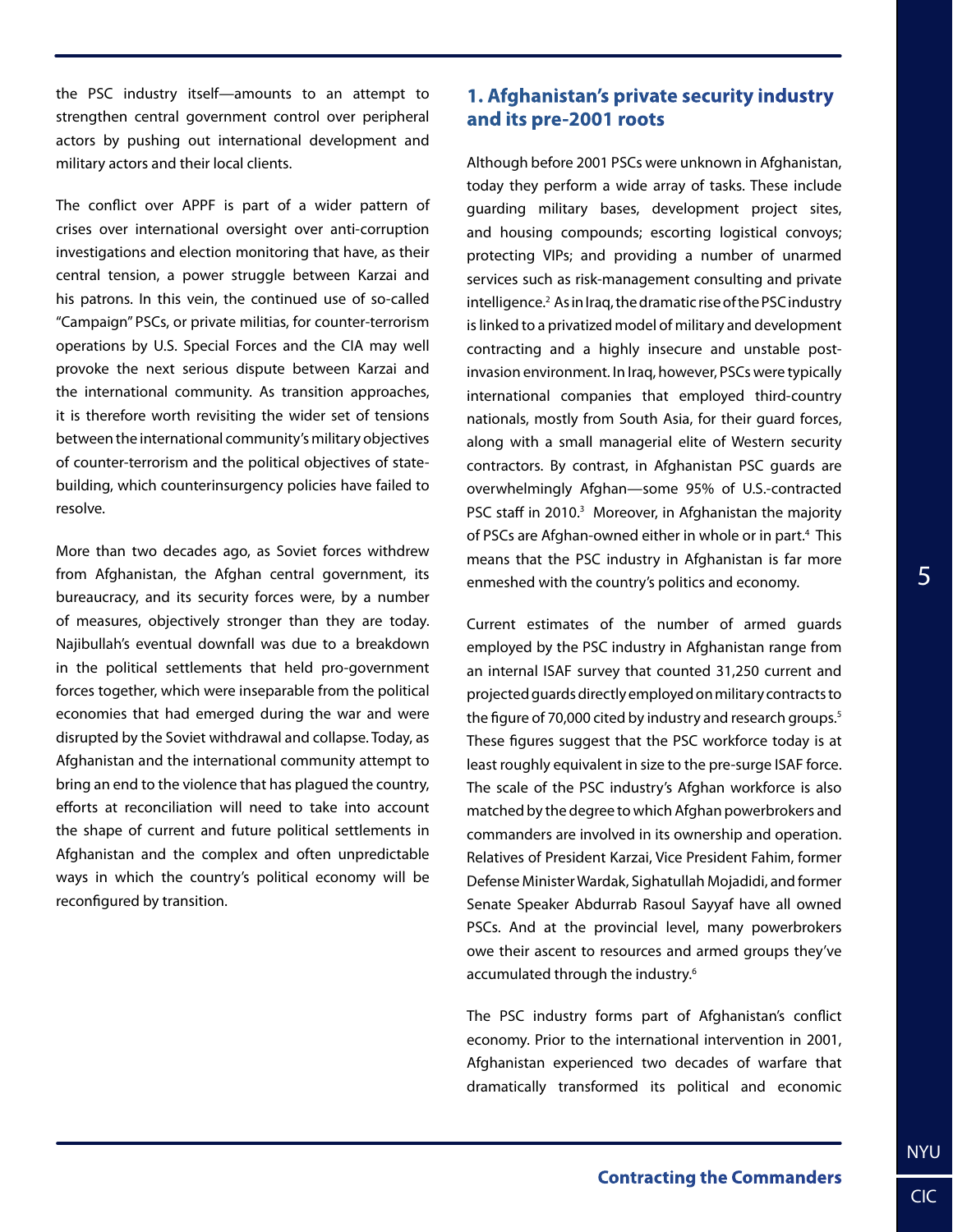the PSC industry itself—amounts to an attempt to strengthen central government control over peripheral actors by pushing out international development and military actors and their local clients.

The conflict over APPF is part of a wider pattern of crises over international oversight over anti-corruption investigations and election monitoring that have, as their central tension, a power struggle between Karzai and his patrons. In this vein, the continued use of so-called "Campaign" PSCs, or private militias, for counter-terrorism operations by U.S. Special Forces and the CIA may well provoke the next serious dispute between Karzai and the international community. As transition approaches, it is therefore worth revisiting the wider set of tensions between the international community's military objectives of counter-terrorism and the political objectives of state-building, which counterinsurgency policies have failed to resolve.

More than two decades ago, as Soviet forces withdrew from Afghanistan, the Afghan central government, its bureaucracy, and its security forces were, by a number of measures, objectively stronger than they are today. Najibullah's eventual downfall was due to a breakdown in the political settlements that held pro-government forces together, which were inseparable from the political economies that had emerged during the war and were disrupted by the Soviet withdrawal and collapse. Today, as Afghanistan and the international community attempt to bring an end to the violence that has plagued the country, efforts at reconciliation will need to take into account the shape of current and future political settlements in Afghanistan and the complex and often unpredictable ways in which the country's political economy will be reconfigured by transition.

## 1. Afghanistan's private security industry and its pre-2001 roots

Although before 2001 PSCs were unknown in Afghanistan, today they perform a wide array of tasks. These include guarding military bases, development project sites, and housing compounds; escorting logistical convoys; protecting VIPs; and providing a number of unarmed services such as risk-management consulting and private intelligence.[2] As in Iraq, the dramatic rise of the PSC industry is linked to a privatized model of military and development contracting and a highly insecure and unstable post-invasion environment. In Iraq, however, PSCs were typically international companies that employed third-country nationals, mostly from South Asia, for their guard forces, along with a small managerial elite of Western security contractors. By contrast, in Afghanistan PSC guards are overwhelmingly Afghan—some 95% of U.S.-contracted PSC staff in 2010.[3] Moreover, in Afghanistan the majority of PSCs are Afghan-owned either in whole or in part.[4] This means that the PSC industry in Afghanistan is far more enmeshed with the country's politics and economy.

Current estimates of the number of armed guards employed by the PSC industry in Afghanistan range from an internal ISAF survey that counted 31,250 current and projected guards directly employed on military contracts to the figure of 70,000 cited by industry and research groups.[5] These figures suggest that the PSC workforce today is at least roughly equivalent in size to the pre-surge ISAF force. The scale of the PSC industry's Afghan workforce is also matched by the degree to which Afghan powerbrokers and commanders are involved in its ownership and operation. Relatives of President Karzai, Vice President Fahim, former Defense Minister Wardak, Sighatullah Mojadidi, and former Senate Speaker Abdurrab Rasoul Sayyaf have all owned PSCs. And at the provincial level, many powerbrokers owe their ascent to resources and armed groups they've accumulated through the industry.[6]

The PSC industry forms part of Afghanistan's conflict economy. Prior to the international intervention in 2001, Afghanistan experienced two decades of warfare that dramatically transformed its political and economic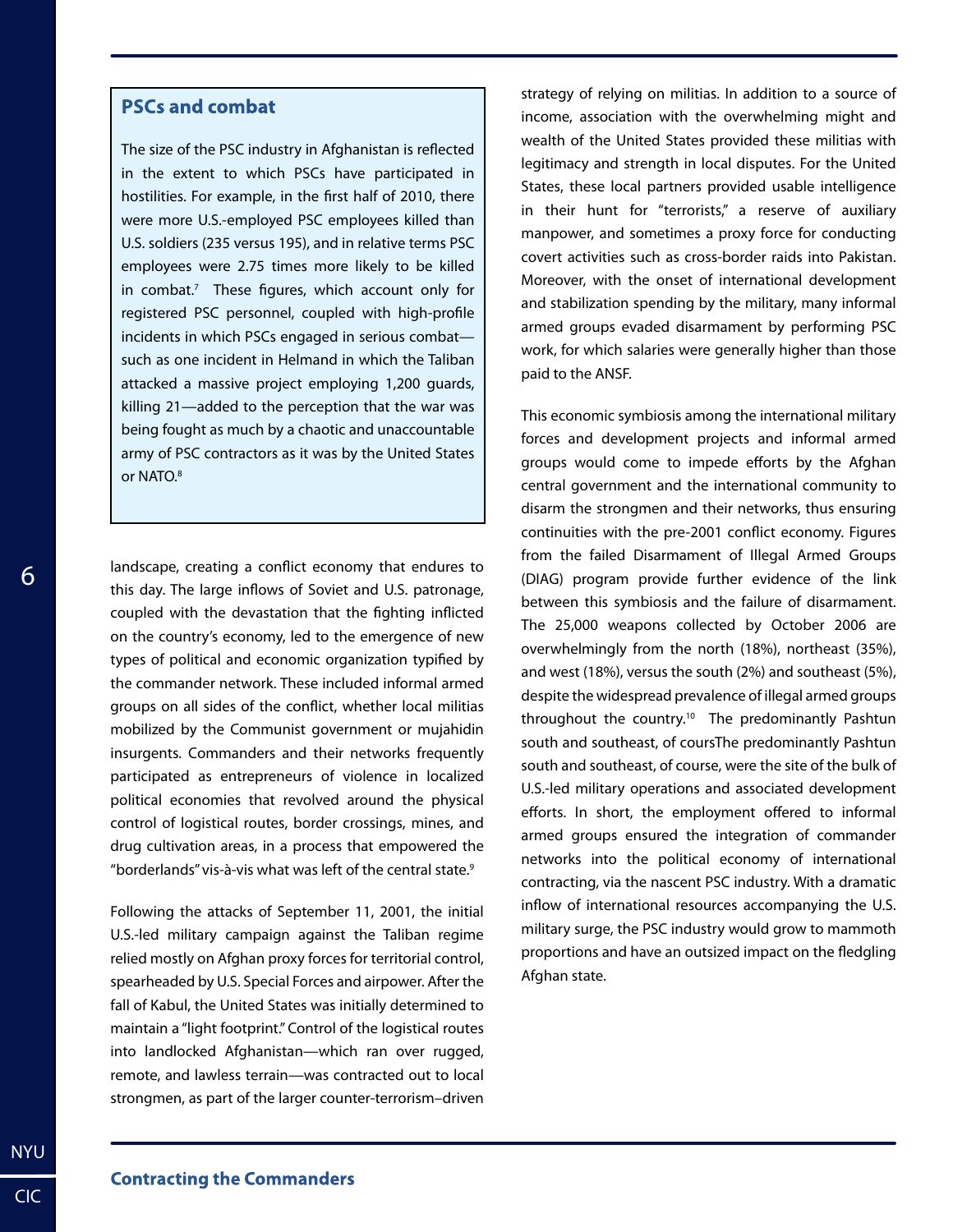## PSCs and combat

The size of the PSC industry in Afghanistan is reflected in the extent to which PSCs have participated in hostilities. For example, in the first half of 2010, there were more U.S.-employed PSC employees killed than U.S. soldiers (235 versus 195), and in relative terms PSC employees were 2.75 times more likely to be killed in combat.[7] These figures, which account only for registered PSC personnel, coupled with high-profile incidents in which PSCs engaged in serious combat—such as one incident in Helmand in which the Taliban attacked a massive project employing 1,200 guards, killing 21—added to the perception that the war was being fought as much by a chaotic and unaccountable army of PSC contractors as it was by the United States or NATO.[8]

landscape, creating a conflict economy that endures to this day. The large inflows of Soviet and U.S. patronage, coupled with the devastation that the fighting inflicted on the country's economy, led to the emergence of new types of political and economic organization typified by the commander network. These included informal armed groups on all sides of the conflict, whether local militias mobilized by the Communist government or mujahidin insurgents. Commanders and their networks frequently participated as entrepreneurs of violence in localized political economies that revolved around the physical control of logistical routes, border crossings, mines, and drug cultivation areas, in a process that empowered the "borderlands" vis-à-vis what was left of the central state.[9]

Following the attacks of September 11, 2001, the initial U.S.-led military campaign against the Taliban regime relied mostly on Afghan proxy forces for territorial control, spearheaded by U.S. Special Forces and airpower. After the fall of Kabul, the United States was initially determined to maintain a "light footprint." Control of the logistical routes into landlocked Afghanistan—which ran over rugged, remote, and lawless terrain—was contracted out to local strongmen, as part of the larger counter-terrorism–driven strategy of relying on militias. In addition to a source of income, association with the overwhelming might and wealth of the United States provided these militias with legitimacy and strength in local disputes. For the United States, these local partners provided usable intelligence in their hunt for "terrorists," a reserve of auxiliary manpower, and sometimes a proxy force for conducting covert activities such as cross-border raids into Pakistan. Moreover, with the onset of international development and stabilization spending by the military, many informal armed groups evaded disarmament by performing PSC work, for which salaries were generally higher than those paid to the ANSF.

This economic symbiosis among the international military forces and development projects and informal armed groups would come to impede efforts by the Afghan central government and the international community to disarm the strongmen and their networks, thus ensuring continuities with the pre-2001 conflict economy. Figures from the failed Disarmament of Illegal Armed Groups (DIAG) program provide further evidence of the link between this symbiosis and the failure of disarmament. The 25,000 weapons collected by October 2006 are overwhelmingly from the north (18%), northeast (35%), and west (18%), versus the south (2%) and southeast (5%), despite the widespread prevalence of illegal armed groups throughout the country.[10] The predominantly Pashtun south and southeast, of coursThe predominantly Pashtun south and southeast, of course, were the site of the bulk of U.S.-led military operations and associated development efforts. In short, the employment offered to informal armed groups ensured the integration of commander networks into the political economy of international contracting, via the nascent PSC industry. With a dramatic inflow of international resources accompanying the U.S. military surge, the PSC industry would grow to mammoth proportions and have an outsized impact on the fledgling Afghan state.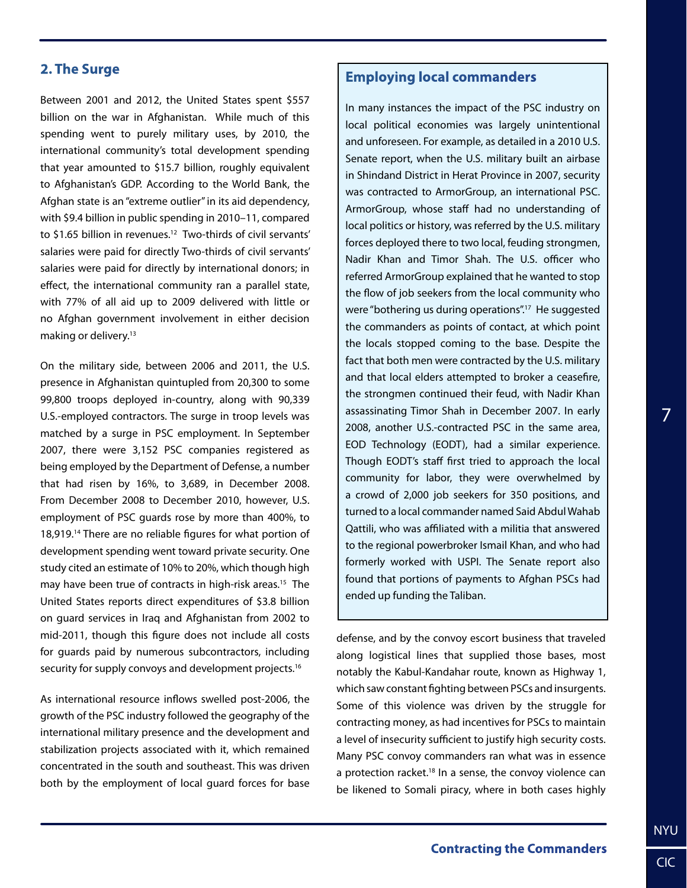## 2. The Surge

Between 2001 and 2012, the United States spent $557 billion on the war in Afghanistan. While much of this spending went to purely military uses, by 2010, the international community's total development spending that year amounted to $15.7 billion, roughly equivalent to Afghanistan's GDP. According to the World Bank, the Afghan state is an "extreme outlier" in its aid dependency, with $9.4 billion in public spending in 2010–11, compared to $1.65 billion in revenues.[12] Two-thirds of civil servants' salaries were paid for directly Two-thirds of civil servants' salaries were paid for directly by international donors; in effect, the international community ran a parallel state, with 77% of all aid up to 2009 delivered with little or no Afghan government involvement in either decision making or delivery.[13]

On the military side, between 2006 and 2011, the U.S. presence in Afghanistan quintupled from 20,300 to some 99,800 troops deployed in-country, along with 90,339 U.S.-employed contractors. The surge in troop levels was matched by a surge in PSC employment. In September 2007, there were 3,152 PSC companies registered as being employed by the Department of Defense, a number that had risen by 16%, to 3,689, in December 2008. From December 2008 to December 2010, however, U.S. employment of PSC guards rose by more than 400%, to 18,919.[14] There are no reliable figures for what portion of development spending went toward private security. One study cited an estimate of 10% to 20%, which though high may have been true of contracts in high-risk areas.[15] The United States reports direct expenditures of $3.8 billion on guard services in Iraq and Afghanistan from 2002 to mid-2011, though this figure does not include all costs for guards paid by numerous subcontractors, including security for supply convoys and development projects.[16]

As international resource inflows swelled post-2006, the growth of the PSC industry followed the geography of the international military presence and the development and stabilization projects associated with it, which remained concentrated in the south and southeast. This was driven both by the employment of local guard forces for base defense, and by the convoy escort business that traveled along logistical lines that supplied those bases, most notably the Kabul-Kandahar route, known as Highway 1, which saw constant fighting between PSCs and insurgents. Some of this violence was driven by the struggle for contracting money, as had incentives for PSCs to maintain a level of insecurity sufficient to justify high security costs. Many PSC convoy commanders ran what was in essence a protection racket.[18] In a sense, the convoy violence can be likened to Somali piracy, where in both cases highly

### Employing local commanders

In many instances the impact of the PSC industry on local political economies was largely unintentional and unforeseen. For example, as detailed in a 2010 U.S. Senate report, when the U.S. military built an airbase in Shindand District in Herat Province in 2007, security was contracted to ArmorGroup, an international PSC. ArmorGroup, whose staff had no understanding of local politics or history, was referred by the U.S. military forces deployed there to two local, feuding strongmen, Nadir Khan and Timor Shah. The U.S. officer who referred ArmorGroup explained that he wanted to stop the flow of job seekers from the local community who were "bothering us during operations".[17] He suggested the commanders as points of contact, at which point the locals stopped coming to the base. Despite the fact that both men were contracted by the U.S. military and that local elders attempted to broker a ceasefire, the strongmen continued their feud, with Nadir Khan assassinating Timor Shah in December 2007. In early 2008, another U.S.-contracted PSC in the same area, EOD Technology (EODT), had a similar experience. Though EODT's staff first tried to approach the local community for labor, they were overwhelmed by a crowd of 2,000 job seekers for 350 positions, and turned to a local commander named Said Abdul Wahab Qattili, who was affiliated with a militia that answered to the regional powerbroker Ismail Khan, and who had formerly worked with USPI. The Senate report also found that portions of payments to Afghan PSCs had ended up funding the Taliban.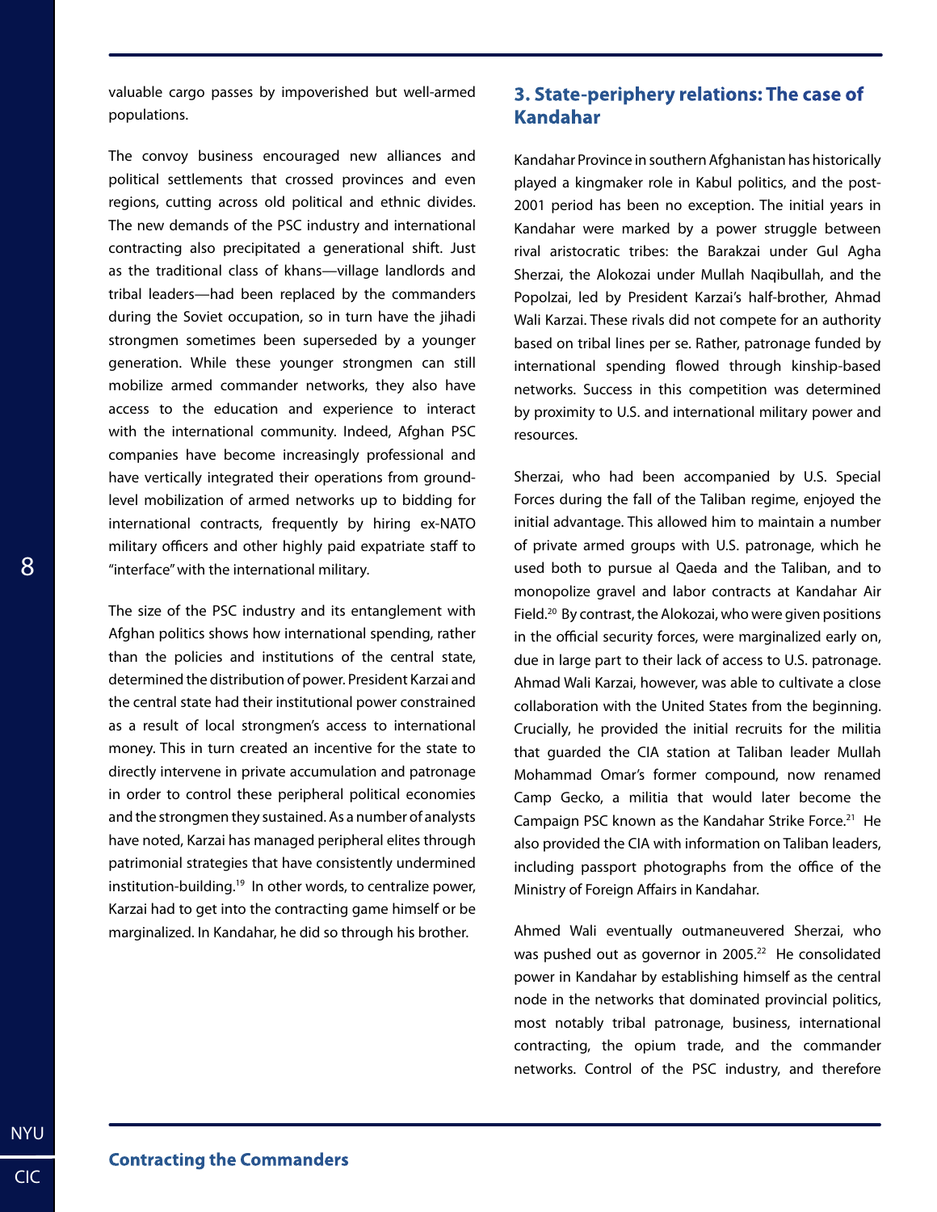valuable cargo passes by impoverished but well-armed populations.

The convoy business encouraged new alliances and political settlements that crossed provinces and even regions, cutting across old political and ethnic divides. The new demands of the PSC industry and international contracting also precipitated a generational shift. Just as the traditional class of khans—village landlords and tribal leaders—had been replaced by the commanders during the Soviet occupation, so in turn have the jihadi strongmen sometimes been superseded by a younger generation. While these younger strongmen can still mobilize armed commander networks, they also have access to the education and experience to interact with the international community. Indeed, Afghan PSC companies have become increasingly professional and have vertically integrated their operations from ground-level mobilization of armed networks up to bidding for international contracts, frequently by hiring ex-NATO military officers and other highly paid expatriate staff to "interface" with the international military.

The size of the PSC industry and its entanglement with Afghan politics shows how international spending, rather than the policies and institutions of the central state, determined the distribution of power. President Karzai and the central state had their institutional power constrained as a result of local strongmen's access to international money. This in turn created an incentive for the state to directly intervene in private accumulation and patronage in order to control these peripheral political economies and the strongmen they sustained. As a number of analysts have noted, Karzai has managed peripheral elites through patrimonial strategies that have consistently undermined institution-building.[19] In other words, to centralize power, Karzai had to get into the contracting game himself or be marginalized. In Kandahar, he did so through his brother.

## 3. State-periphery relations: The case of Kandahar

Kandahar Province in southern Afghanistan has historically played a kingmaker role in Kabul politics, and the post-2001 period has been no exception. The initial years in Kandahar were marked by a power struggle between rival aristocratic tribes: the Barakzai under Gul Agha Sherzai, the Alokozai under Mullah Naqibullah, and the Popolzai, led by President Karzai's half-brother, Ahmad Wali Karzai. These rivals did not compete for an authority based on tribal lines per se. Rather, patronage funded by international spending flowed through kinship-based networks. Success in this competition was determined by proximity to U.S. and international military power and resources.

Sherzai, who had been accompanied by U.S. Special Forces during the fall of the Taliban regime, enjoyed the initial advantage. This allowed him to maintain a number of private armed groups with U.S. patronage, which he used both to pursue al Qaeda and the Taliban, and to monopolize gravel and labor contracts at Kandahar Air Field.[20] By contrast, the Alokozai, who were given positions in the official security forces, were marginalized early on, due in large part to their lack of access to U.S. patronage. Ahmad Wali Karzai, however, was able to cultivate a close collaboration with the United States from the beginning. Crucially, he provided the initial recruits for the militia that guarded the CIA station at Taliban leader Mullah Mohammad Omar's former compound, now renamed Camp Gecko, a militia that would later become the Campaign PSC known as the Kandahar Strike Force.[21] He also provided the CIA with information on Taliban leaders, including passport photographs from the office of the Ministry of Foreign Affairs in Kandahar.

Ahmed Wali eventually outmaneuvered Sherzai, who was pushed out as governor in 2005.[22] He consolidated power in Kandahar by establishing himself as the central node in the networks that dominated provincial politics, most notably tribal patronage, business, international contracting, the opium trade, and the commander networks. Control of the PSC industry, and therefore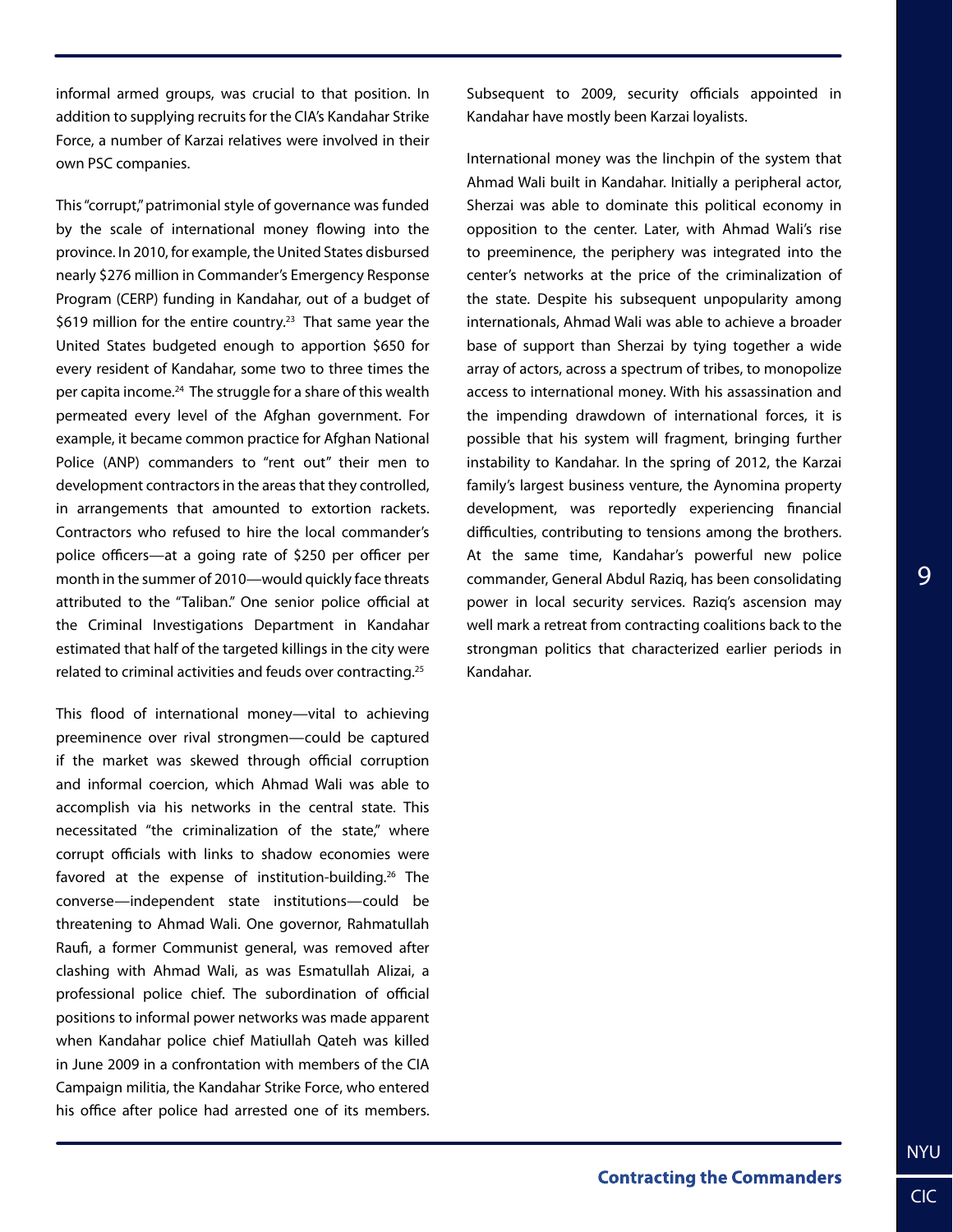informal armed groups, was crucial to that position. In addition to supplying recruits for the CIA's Kandahar Strike Force, a number of Karzai relatives were involved in their own PSC companies.

This "corrupt," patrimonial style of governance was funded by the scale of international money flowing into the province. In 2010, for example, the United States disbursed nearly $276 million in Commander's Emergency Response Program (CERP) funding in Kandahar, out of a budget of $619 million for the entire country.[23] That same year the United States budgeted enough to apportion $650 for every resident of Kandahar, some two to three times the per capita income.[24] The struggle for a share of this wealth permeated every level of the Afghan government. For example, it became common practice for Afghan National Police (ANP) commanders to "rent out" their men to development contractors in the areas that they controlled, in arrangements that amounted to extortion rackets. Contractors who refused to hire the local commander's police officers—at a going rate of $250 per officer per month in the summer of 2010—would quickly face threats attributed to the "Taliban." One senior police official at the Criminal Investigations Department in Kandahar estimated that half of the targeted killings in the city were related to criminal activities and feuds over contracting.[25]

This flood of international money—vital to achieving preeminence over rival strongmen—could be captured if the market was skewed through official corruption and informal coercion, which Ahmad Wali was able to accomplish via his networks in the central state. This necessitated "the criminalization of the state," where corrupt officials with links to shadow economies were favored at the expense of institution-building.[26] The converse—independent state institutions—could be threatening to Ahmad Wali. One governor, Rahmatullah Raufi, a former Communist general, was removed after clashing with Ahmad Wali, as was Esmatullah Alizai, a professional police chief. The subordination of official positions to informal power networks was made apparent when Kandahar police chief Matiullah Qateh was killed in June 2009 in a confrontation with members of the CIA Campaign militia, the Kandahar Strike Force, who entered his office after police had arrested one of its members. Subsequent to 2009, security officials appointed in Kandahar have mostly been Karzai loyalists.

International money was the linchpin of the system that Ahmad Wali built in Kandahar. Initially a peripheral actor, Sherzai was able to dominate this political economy in opposition to the center. Later, with Ahmad Wali's rise to preeminence, the periphery was integrated into the center's networks at the price of the criminalization of the state. Despite his subsequent unpopularity among internationals, Ahmad Wali was able to achieve a broader base of support than Sherzai by tying together a wide array of actors, across a spectrum of tribes, to monopolize access to international money. With his assassination and the impending drawdown of international forces, it is possible that his system will fragment, bringing further instability to Kandahar. In the spring of 2012, the Karzai family's largest business venture, the Aynomina property development, was reportedly experiencing financial difficulties, contributing to tensions among the brothers. At the same time, Kandahar's powerful new police commander, General Abdul Raziq, has been consolidating power in local security services. Raziq's ascension may well mark a retreat from contracting coalitions back to the strongman politics that characterized earlier periods in Kandahar.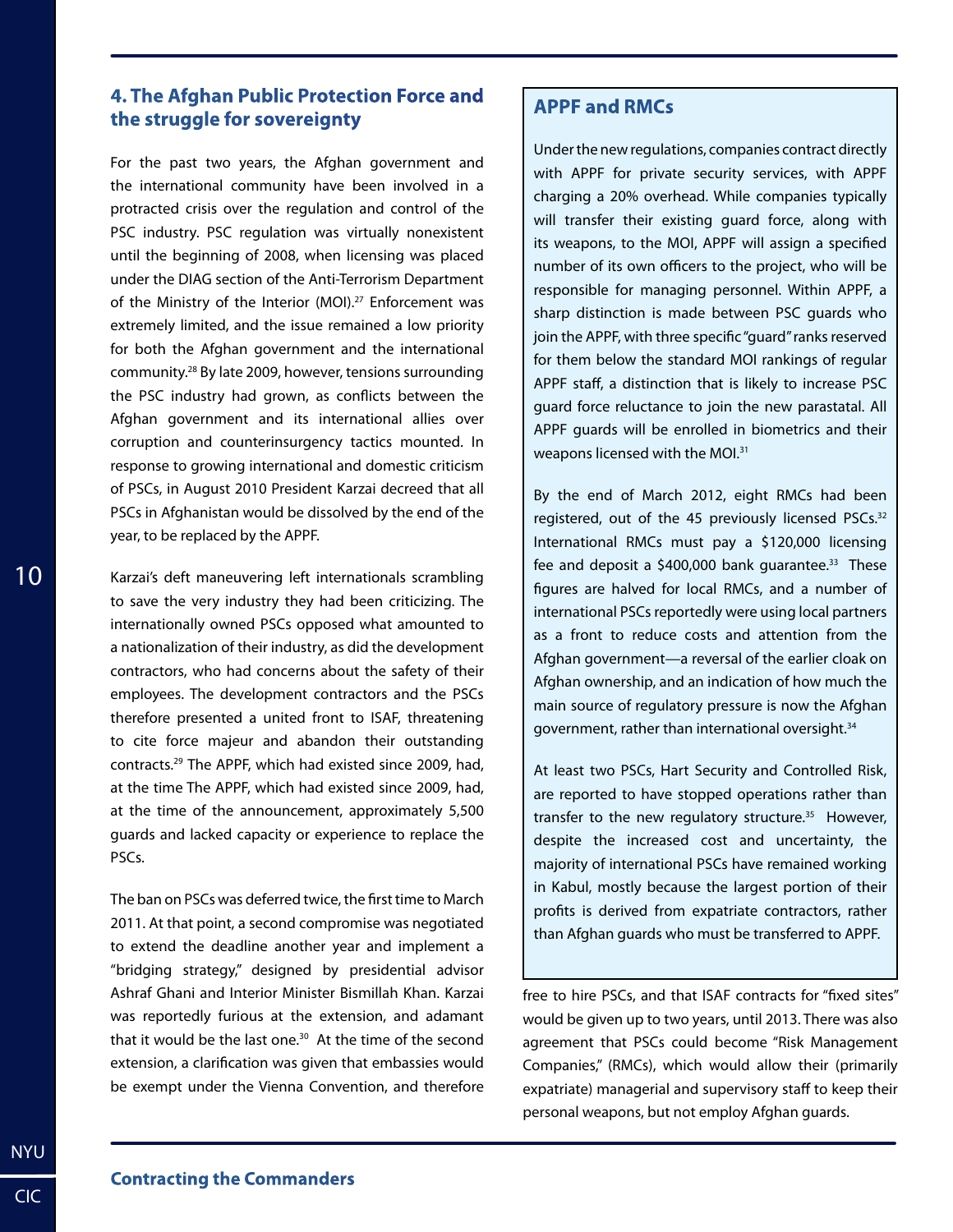## 4. The Afghan Public Protection Force and the struggle for sovereignty

For the past two years, the Afghan government and the international community have been involved in a protracted crisis over the regulation and control of the PSC industry. PSC regulation was virtually nonexistent until the beginning of 2008, when licensing was placed under the DIAG section of the Anti-Terrorism Department of the Ministry of the Interior (MOI).[27] Enforcement was extremely limited, and the issue remained a low priority for both the Afghan government and the international community.[28] By late 2009, however, tensions surrounding the PSC industry had grown, as conflicts between the Afghan government and its international allies over corruption and counterinsurgency tactics mounted. In response to growing international and domestic criticism of PSCs, in August 2010 President Karzai decreed that all PSCs in Afghanistan would be dissolved by the end of the year, to be replaced by the APPF.

Karzai's deft maneuvering left internationals scrambling to save the very industry they had been criticizing. The internationally owned PSCs opposed what amounted to a nationalization of their industry, as did the development contractors, who had concerns about the safety of their employees. The development contractors and the PSCs therefore presented a united front to ISAF, threatening to cite force majeur and abandon their outstanding contracts.[29] The APPF, which had existed since 2009, had, at the time The APPF, which had existed since 2009, had, at the time of the announcement, approximately 5,500 guards and lacked capacity or experience to replace the PSCs.

The ban on PSCs was deferred twice, the first time to March 2011. At that point, a second compromise was negotiated to extend the deadline another year and implement a "bridging strategy," designed by presidential advisor Ashraf Ghani and Interior Minister Bismillah Khan. Karzai was reportedly furious at the extension, and adamant that it would be the last one.[30] At the time of the second extension, a clarification was given that embassies would be exempt under the Vienna Convention, and therefore free to hire PSCs, and that ISAF contracts for "fixed sites" would be given up to two years, until 2013. There was also agreement that PSCs could become "Risk Management Companies," (RMCs), which would allow their (primarily expatriate) managerial and supervisory staff to keep their personal weapons, but not employ Afghan guards.

### APPF and RMCs

Under the new regulations, companies contract directly with APPF for private security services, with APPF charging a 20% overhead. While companies typically will transfer their existing guard force, along with its weapons, to the MOI, APPF will assign a specified number of its own officers to the project, who will be responsible for managing personnel. Within APPF, a sharp distinction is made between PSC guards who join the APPF, with three specific "guard" ranks reserved for them below the standard MOI rankings of regular APPF staff, a distinction that is likely to increase PSC guard force reluctance to join the new parastatal. All APPF guards will be enrolled in biometrics and their weapons licensed with the MOI.[31]

By the end of March 2012, eight RMCs had been registered, out of the 45 previously licensed PSCs.[32] International RMCs must pay a $120,000 licensing fee and deposit a $400,000 bank guarantee.[33] These figures are halved for local RMCs, and a number of international PSCs reportedly were using local partners as a front to reduce costs and attention from the Afghan government—a reversal of the earlier cloak on Afghan ownership, and an indication of how much the main source of regulatory pressure is now the Afghan government, rather than international oversight.[34]

At least two PSCs, Hart Security and Controlled Risk, are reported to have stopped operations rather than transfer to the new regulatory structure.[35] However, despite the increased cost and uncertainty, the majority of international PSCs have remained working in Kabul, mostly because the largest portion of their profits is derived from expatriate contractors, rather than Afghan guards who must be transferred to APPF.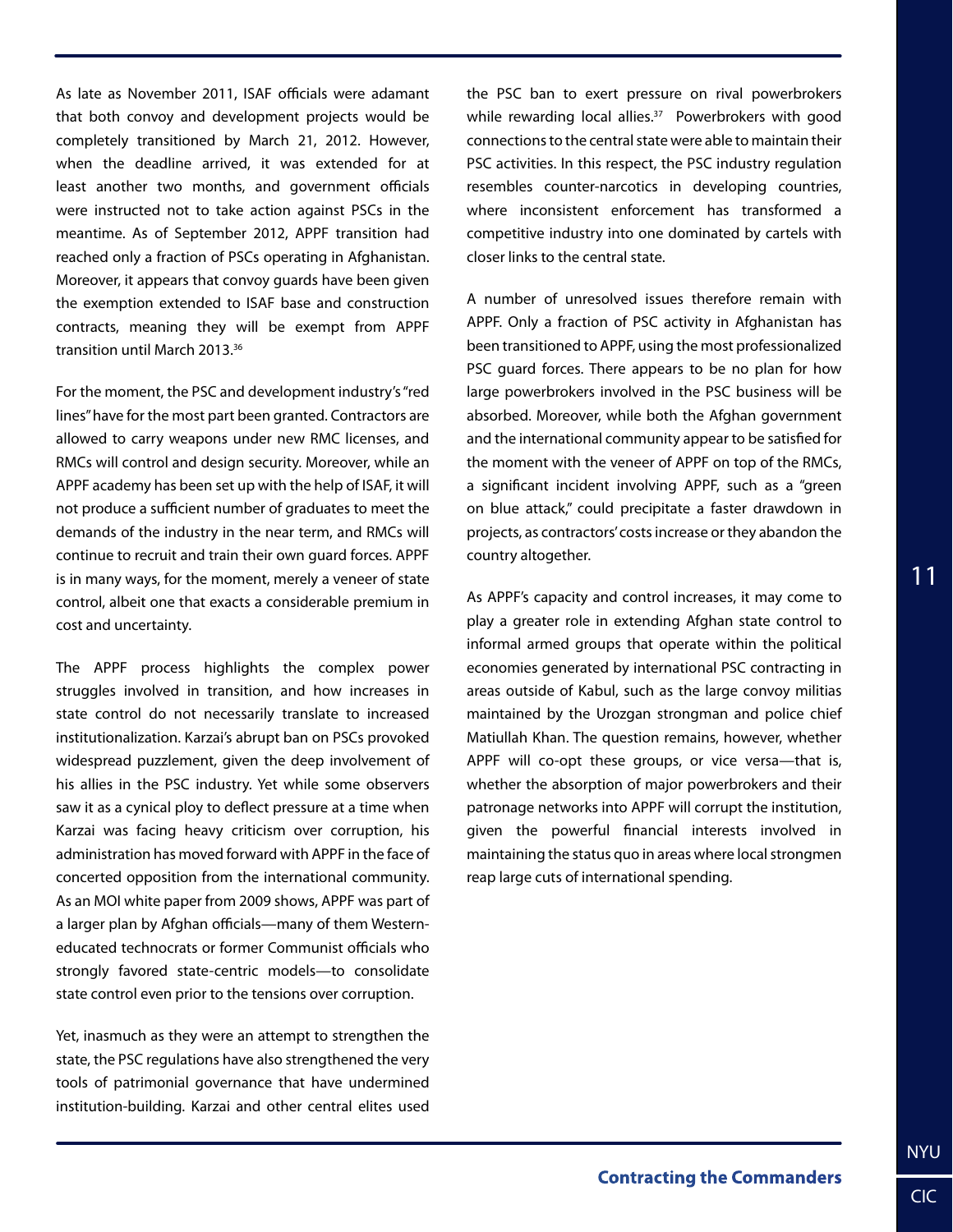As late as November 2011, ISAF officials were adamant that both convoy and development projects would be completely transitioned by March 21, 2012. However, when the deadline arrived, it was extended for at least another two months, and government officials were instructed not to take action against PSCs in the meantime. As of September 2012, APPF transition had reached only a fraction of PSCs operating in Afghanistan. Moreover, it appears that convoy guards have been given the exemption extended to ISAF base and construction contracts, meaning they will be exempt from APPF transition until March 2013.[36]

For the moment, the PSC and development industry's "red lines" have for the most part been granted. Contractors are allowed to carry weapons under new RMC licenses, and RMCs will control and design security. Moreover, while an APPF academy has been set up with the help of ISAF, it will not produce a sufficient number of graduates to meet the demands of the industry in the near term, and RMCs will continue to recruit and train their own guard forces. APPF is in many ways, for the moment, merely a veneer of state control, albeit one that exacts a considerable premium in cost and uncertainty.

The APPF process highlights the complex power struggles involved in transition, and how increases in state control do not necessarily translate to increased institutionalization. Karzai's abrupt ban on PSCs provoked widespread puzzlement, given the deep involvement of his allies in the PSC industry. Yet while some observers saw it as a cynical ploy to deflect pressure at a time when Karzai was facing heavy criticism over corruption, his administration has moved forward with APPF in the face of concerted opposition from the international community. As an MOI white paper from 2009 shows, APPF was part of a larger plan by Afghan officials—many of them Western-educated technocrats or former Communist officials who strongly favored state-centric models—to consolidate state control even prior to the tensions over corruption.

Yet, inasmuch as they were an attempt to strengthen the state, the PSC regulations have also strengthened the very tools of patrimonial governance that have undermined institution-building. Karzai and other central elites used the PSC ban to exert pressure on rival powerbrokers while rewarding local allies.[37] Powerbrokers with good connections to the central state were able to maintain their PSC activities. In this respect, the PSC industry regulation resembles counter-narcotics in developing countries, where inconsistent enforcement has transformed a competitive industry into one dominated by cartels with closer links to the central state.

A number of unresolved issues therefore remain with APPF. Only a fraction of PSC activity in Afghanistan has been transitioned to APPF, using the most professionalized PSC guard forces. There appears to be no plan for how large powerbrokers involved in the PSC business will be absorbed. Moreover, while both the Afghan government and the international community appear to be satisfied for the moment with the veneer of APPF on top of the RMCs, a significant incident involving APPF, such as a "green on blue attack," could precipitate a faster drawdown in projects, as contractors' costs increase or they abandon the country altogether.

As APPF's capacity and control increases, it may come to play a greater role in extending Afghan state control to informal armed groups that operate within the political economies generated by international PSC contracting in areas outside of Kabul, such as the large convoy militias maintained by the Urozgan strongman and police chief Matiullah Khan. The question remains, however, whether APPF will co-opt these groups, or vice versa—that is, whether the absorption of major powerbrokers and their patronage networks into APPF will corrupt the institution, given the powerful financial interests involved in maintaining the status quo in areas where local strongmen reap large cuts of international spending.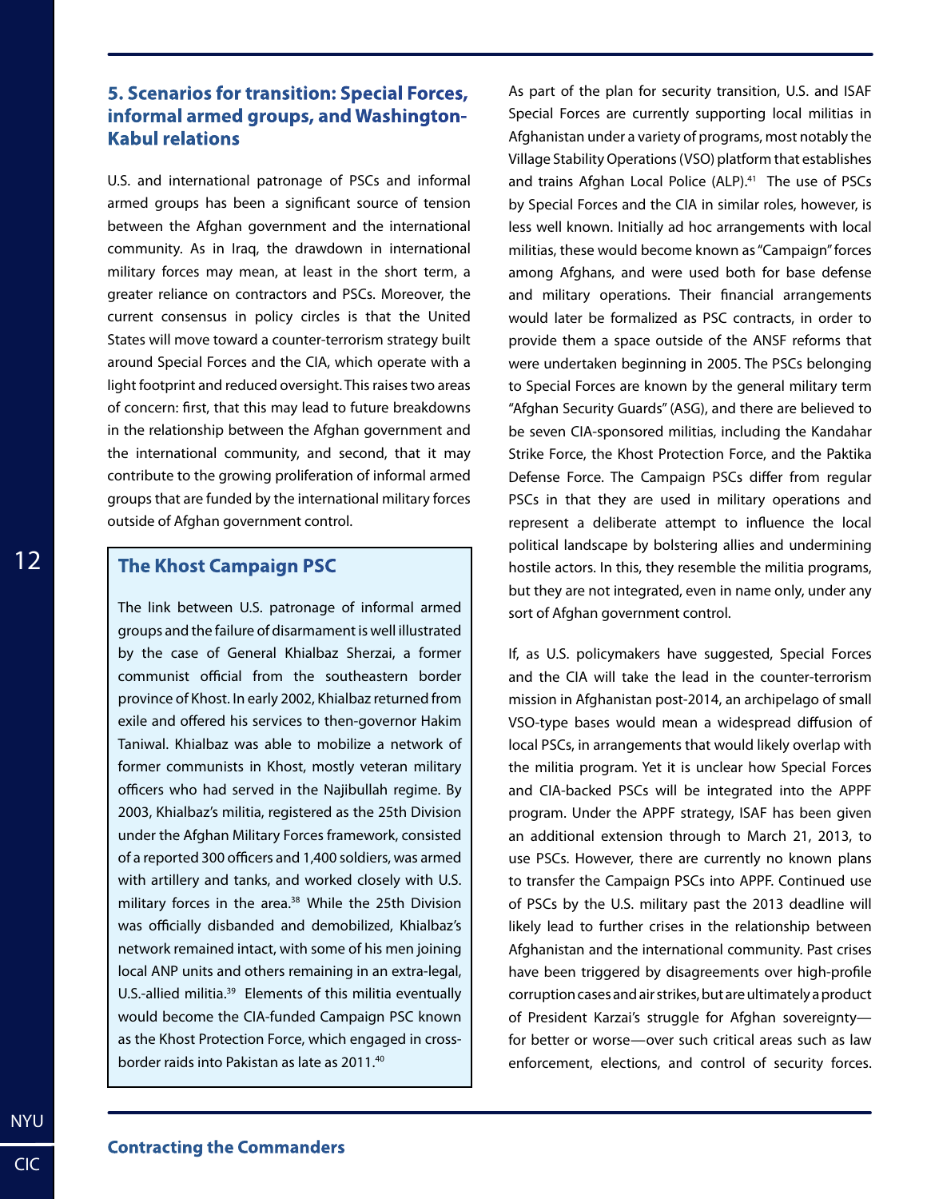## 5. Scenarios for transition: Special Forces, informal armed groups, and Washington-Kabul relations

U.S. and international patronage of PSCs and informal armed groups has been a significant source of tension between the Afghan government and the international community. As in Iraq, the drawdown in international military forces may mean, at least in the short term, a greater reliance on contractors and PSCs. Moreover, the current consensus in policy circles is that the United States will move toward a counter-terrorism strategy built around Special Forces and the CIA, which operate with a light footprint and reduced oversight. This raises two areas of concern: first, that this may lead to future breakdowns in the relationship between the Afghan government and the international community, and second, that it may contribute to the growing proliferation of informal armed groups that are funded by the international military forces outside of Afghan government control.

### The Khost Campaign PSC

The link between U.S. patronage of informal armed groups and the failure of disarmament is well illustrated by the case of General Khialbaz Sherzai, a former communist official from the southeastern border province of Khost. In early 2002, Khialbaz returned from exile and offered his services to then-governor Hakim Taniwal. Khialbaz was able to mobilize a network of former communists in Khost, mostly veteran military officers who had served in the Najibullah regime. By 2003, Khialbaz's militia, registered as the 25th Division under the Afghan Military Forces framework, consisted of a reported 300 officers and 1,400 soldiers, was armed with artillery and tanks, and worked closely with U.S. military forces in the area.[38] While the 25th Division was officially disbanded and demobilized, Khialbaz's network remained intact, with some of his men joining local ANP units and others remaining in an extra-legal, U.S.-allied militia.[39] Elements of this militia eventually would become the CIA-funded Campaign PSC known as the Khost Protection Force, which engaged in cross-border raids into Pakistan as late as 2011.[40]

As part of the plan for security transition, U.S. and ISAF Special Forces are currently supporting local militias in Afghanistan under a variety of programs, most notably the Village Stability Operations (VSO) platform that establishes and trains Afghan Local Police (ALP).[41] The use of PSCs by Special Forces and the CIA in similar roles, however, is less well known. Initially ad hoc arrangements with local militias, these would become known as "Campaign" forces among Afghans, and were used both for base defense and military operations. Their financial arrangements would later be formalized as PSC contracts, in order to provide them a space outside of the ANSF reforms that were undertaken beginning in 2005. The PSCs belonging to Special Forces are known by the general military term "Afghan Security Guards" (ASG), and there are believed to be seven CIA-sponsored militias, including the Kandahar Strike Force, the Khost Protection Force, and the Paktika Defense Force. The Campaign PSCs differ from regular PSCs in that they are used in military operations and represent a deliberate attempt to influence the local political landscape by bolstering allies and undermining hostile actors. In this, they resemble the militia programs, but they are not integrated, even in name only, under any sort of Afghan government control.

If, as U.S. policymakers have suggested, Special Forces and the CIA will take the lead in the counter-terrorism mission in Afghanistan post-2014, an archipelago of small VSO-type bases would mean a widespread diffusion of local PSCs, in arrangements that would likely overlap with the militia program. Yet it is unclear how Special Forces and CIA-backed PSCs will be integrated into the APPF program. Under the APPF strategy, ISAF has been given an additional extension through to March 21, 2013, to use PSCs. However, there are currently no known plans to transfer the Campaign PSCs into APPF. Continued use of PSCs by the U.S. military past the 2013 deadline will likely lead to further crises in the relationship between Afghanistan and the international community. Past crises have been triggered by disagreements over high-profile corruption cases and air strikes, but are ultimately a product of President Karzai's struggle for Afghan sovereignty—for better or worse—over such critical areas such as law enforcement, elections, and control of security forces.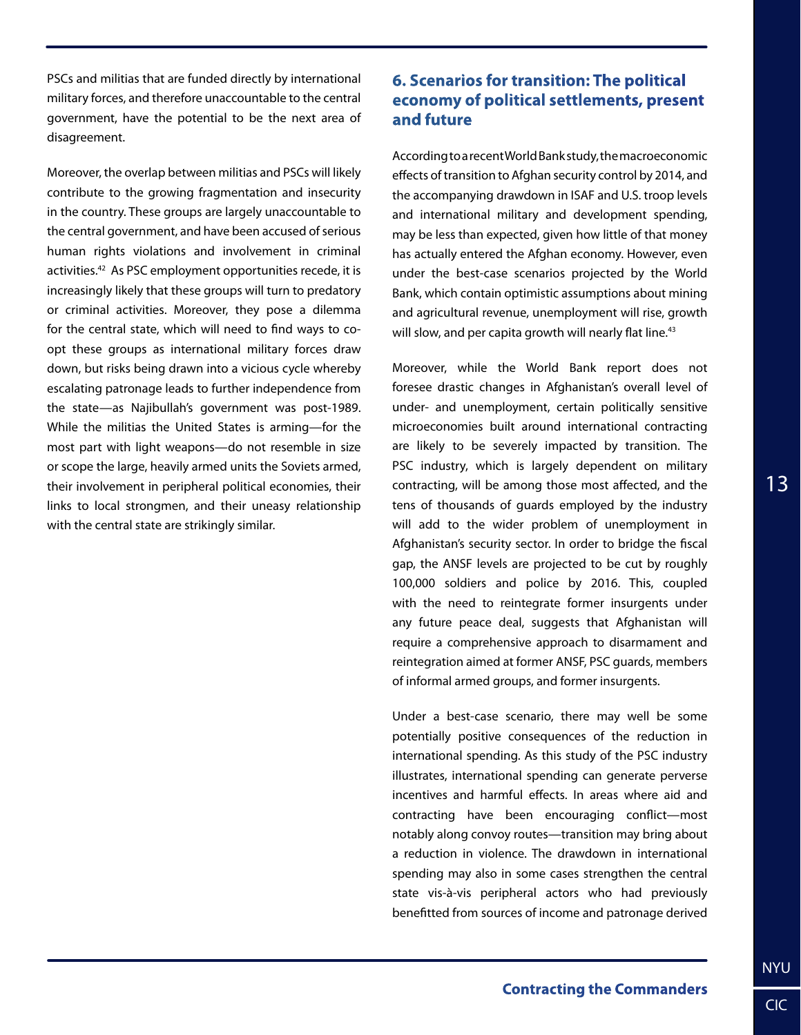PSCs and militias that are funded directly by international military forces, and therefore unaccountable to the central government, have the potential to be the next area of disagreement.

Moreover, the overlap between militias and PSCs will likely contribute to the growing fragmentation and insecurity in the country. These groups are largely unaccountable to the central government, and have been accused of serious human rights violations and involvement in criminal activities.[42] As PSC employment opportunities recede, it is increasingly likely that these groups will turn to predatory or criminal activities. Moreover, they pose a dilemma for the central state, which will need to find ways to co-opt these groups as international military forces draw down, but risks being drawn into a vicious cycle whereby escalating patronage leads to further independence from the state—as Najibullah's government was post-1989. While the militias the United States is arming—for the most part with light weapons—do not resemble in size or scope the large, heavily armed units the Soviets armed, their involvement in peripheral political economies, their links to local strongmen, and their uneasy relationship with the central state are strikingly similar.

## 6. Scenarios for transition: The political economy of political settlements, present and future

According to a recent World Bank study, the macroeconomic effects of transition to Afghan security control by 2014, and the accompanying drawdown in ISAF and U.S. troop levels and international military and development spending, may be less than expected, given how little of that money has actually entered the Afghan economy. However, even under the best-case scenarios projected by the World Bank, which contain optimistic assumptions about mining and agricultural revenue, unemployment will rise, growth will slow, and per capita growth will nearly flat line.[43]

Moreover, while the World Bank report does not foresee drastic changes in Afghanistan's overall level of under- and unemployment, certain politically sensitive microeconomies built around international contracting are likely to be severely impacted by transition. The PSC industry, which is largely dependent on military contracting, will be among those most affected, and the tens of thousands of guards employed by the industry will add to the wider problem of unemployment in Afghanistan's security sector. In order to bridge the fiscal gap, the ANSF levels are projected to be cut by roughly 100,000 soldiers and police by 2016. This, coupled with the need to reintegrate former insurgents under any future peace deal, suggests that Afghanistan will require a comprehensive approach to disarmament and reintegration aimed at former ANSF, PSC guards, members of informal armed groups, and former insurgents.

Under a best-case scenario, there may well be some potentially positive consequences of the reduction in international spending. As this study of the PSC industry illustrates, international spending can generate perverse incentives and harmful effects. In areas where aid and contracting have been encouraging conflict—most notably along convoy routes—transition may bring about a reduction in violence. The drawdown in international spending may also in some cases strengthen the central state vis-à-vis peripheral actors who had previously benefitted from sources of income and patronage derived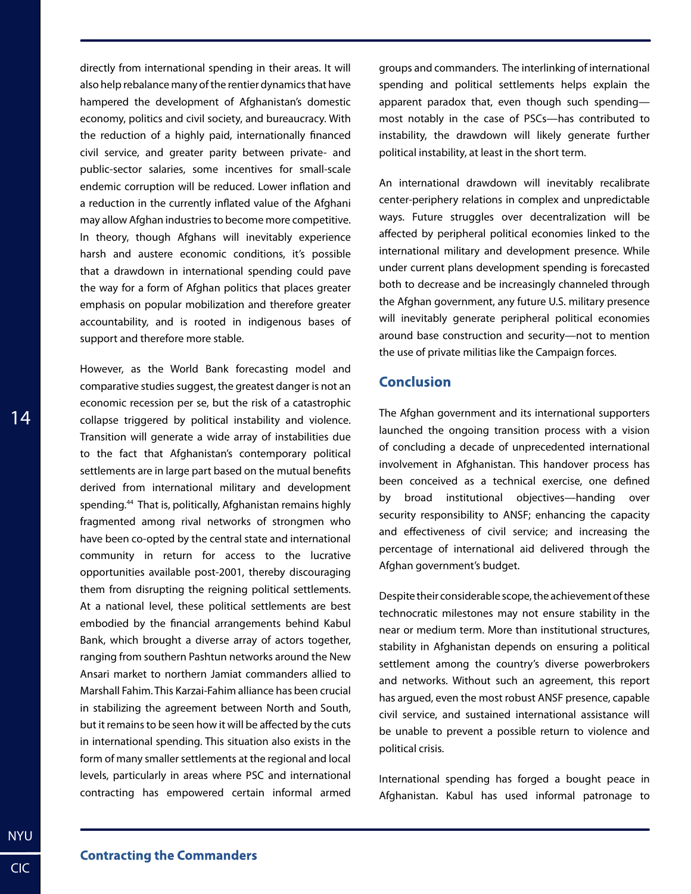directly from international spending in their areas. It will also help rebalance many of the rentier dynamics that have hampered the development of Afghanistan's domestic economy, politics and civil society, and bureaucracy. With the reduction of a highly paid, internationally financed civil service, and greater parity between private- and public-sector salaries, some incentives for small-scale endemic corruption will be reduced. Lower inflation and a reduction in the currently inflated value of the Afghani may allow Afghan industries to become more competitive. In theory, though Afghans will inevitably experience harsh and austere economic conditions, it's possible that a drawdown in international spending could pave the way for a form of Afghan politics that places greater emphasis on popular mobilization and therefore greater accountability, and is rooted in indigenous bases of support and therefore more stable.

However, as the World Bank forecasting model and comparative studies suggest, the greatest danger is not an economic recession per se, but the risk of a catastrophic collapse triggered by political instability and violence. Transition will generate a wide array of instabilities due to the fact that Afghanistan's contemporary political settlements are in large part based on the mutual benefits derived from international military and development spending.[44] That is, politically, Afghanistan remains highly fragmented among rival networks of strongmen who have been co-opted by the central state and international community in return for access to the lucrative opportunities available post-2001, thereby discouraging them from disrupting the reigning political settlements. At a national level, these political settlements are best embodied by the financial arrangements behind Kabul Bank, which brought a diverse array of actors together, ranging from southern Pashtun networks around the New Ansari market to northern Jamiat commanders allied to Marshall Fahim. This Karzai-Fahim alliance has been crucial in stabilizing the agreement between North and South, but it remains to be seen how it will be affected by the cuts in international spending. This situation also exists in the form of many smaller settlements at the regional and local levels, particularly in areas where PSC and international contracting has empowered certain informal armed groups and commanders. The interlinking of international spending and political settlements helps explain the apparent paradox that, even though such spending—most notably in the case of PSCs—has contributed to instability, the drawdown will likely generate further political instability, at least in the short term.

An international drawdown will inevitably recalibrate center-periphery relations in complex and unpredictable ways. Future struggles over decentralization will be affected by peripheral political economies linked to the international military and development presence. While under current plans development spending is forecasted both to decrease and be increasingly channeled through the Afghan government, any future U.S. military presence will inevitably generate peripheral political economies around base construction and security—not to mention the use of private militias like the Campaign forces.

## Conclusion

The Afghan government and its international supporters launched the ongoing transition process with a vision of concluding a decade of unprecedented international involvement in Afghanistan. This handover process has been conceived as a technical exercise, one defined by broad institutional objectives—handing over security responsibility to ANSF; enhancing the capacity and effectiveness of civil service; and increasing the percentage of international aid delivered through the Afghan government's budget.

Despite their considerable scope, the achievement of these technocratic milestones may not ensure stability in the near or medium term. More than institutional structures, stability in Afghanistan depends on ensuring a political settlement among the country's diverse powerbrokers and networks. Without such an agreement, this report has argued, even the most robust ANSF presence, capable civil service, and sustained international assistance will be unable to prevent a possible return to violence and political crisis.

International spending has forged a bought peace in Afghanistan. Kabul has used informal patronage to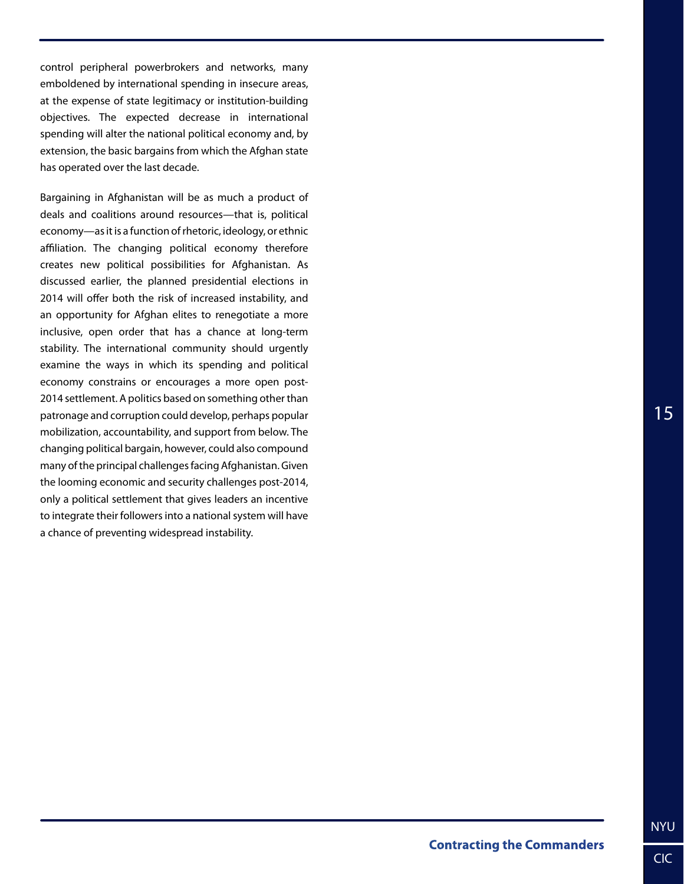control peripheral powerbrokers and networks, many emboldened by international spending in insecure areas, at the expense of state legitimacy or institution-building objectives. The expected decrease in international spending will alter the national political economy and, by extension, the basic bargains from which the Afghan state has operated over the last decade.

Bargaining in Afghanistan will be as much a product of deals and coalitions around resources—that is, political economy—as it is a function of rhetoric, ideology, or ethnic affiliation. The changing political economy therefore creates new political possibilities for Afghanistan. As discussed earlier, the planned presidential elections in 2014 will offer both the risk of increased instability, and an opportunity for Afghan elites to renegotiate a more inclusive, open order that has a chance at long-term stability. The international community should urgently examine the ways in which its spending and political economy constrains or encourages a more open post-2014 settlement. A politics based on something other than patronage and corruption could develop, perhaps popular mobilization, accountability, and support from below. The changing political bargain, however, could also compound many of the principal challenges facing Afghanistan. Given the looming economic and security challenges post-2014, only a political settlement that gives leaders an incentive to integrate their followers into a national system will have a chance of preventing widespread instability.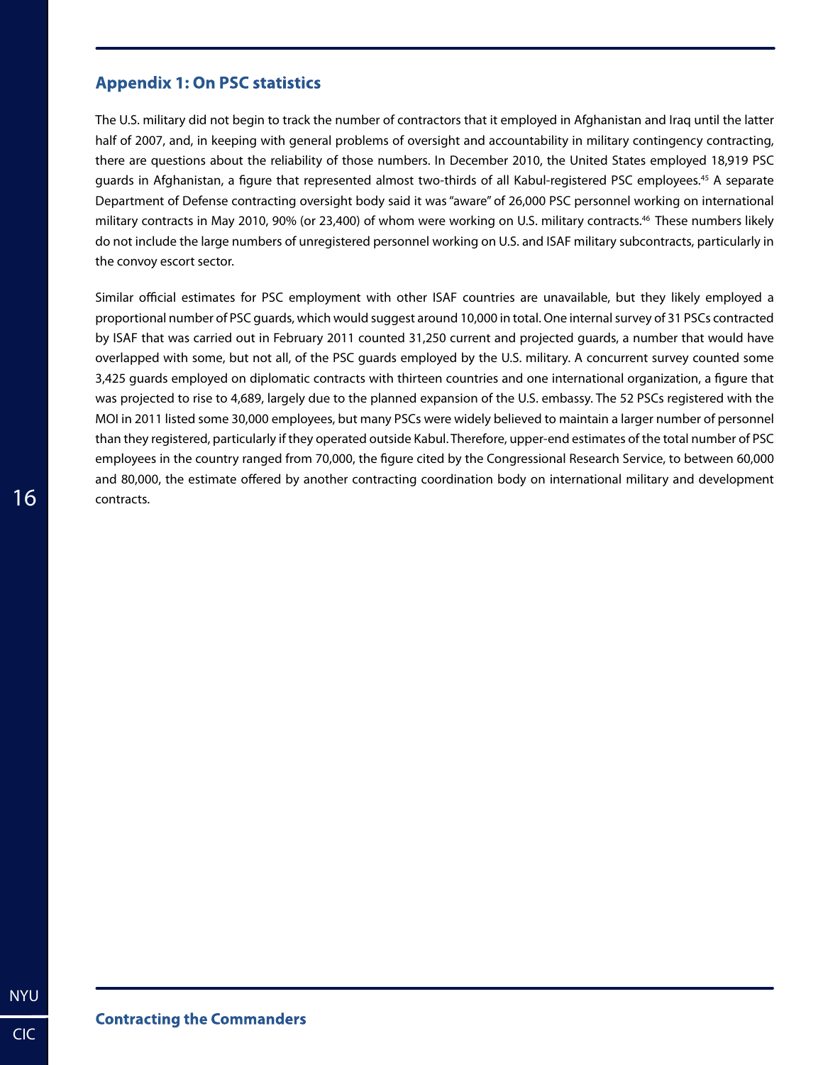## Appendix 1: On PSC statistics

The U.S. military did not begin to track the number of contractors that it employed in Afghanistan and Iraq until the latter half of 2007, and, in keeping with general problems of oversight and accountability in military contingency contracting, there are questions about the reliability of those numbers. In December 2010, the United States employed 18,919 PSC guards in Afghanistan, a figure that represented almost two-thirds of all Kabul-registered PSC employees.[45] A separate Department of Defense contracting oversight body said it was "aware" of 26,000 PSC personnel working on international military contracts in May 2010, 90% (or 23,400) of whom were working on U.S. military contracts.[46] These numbers likely do not include the large numbers of unregistered personnel working on U.S. and ISAF military subcontracts, particularly in the convoy escort sector.

Similar official estimates for PSC employment with other ISAF countries are unavailable, but they likely employed a proportional number of PSC guards, which would suggest around 10,000 in total. One internal survey of 31 PSCs contracted by ISAF that was carried out in February 2011 counted 31,250 current and projected guards, a number that would have overlapped with some, but not all, of the PSC guards employed by the U.S. military. A concurrent survey counted some 3,425 guards employed on diplomatic contracts with thirteen countries and one international organization, a figure that was projected to rise to 4,689, largely due to the planned expansion of the U.S. embassy. The 52 PSCs registered with the MOI in 2011 listed some 30,000 employees, but many PSCs were widely believed to maintain a larger number of personnel than they registered, particularly if they operated outside Kabul. Therefore, upper-end estimates of the total number of PSC employees in the country ranged from 70,000, the figure cited by the Congressional Research Service, to between 60,000 and 80,000, the estimate offered by another contracting coordination body on international military and development contracts.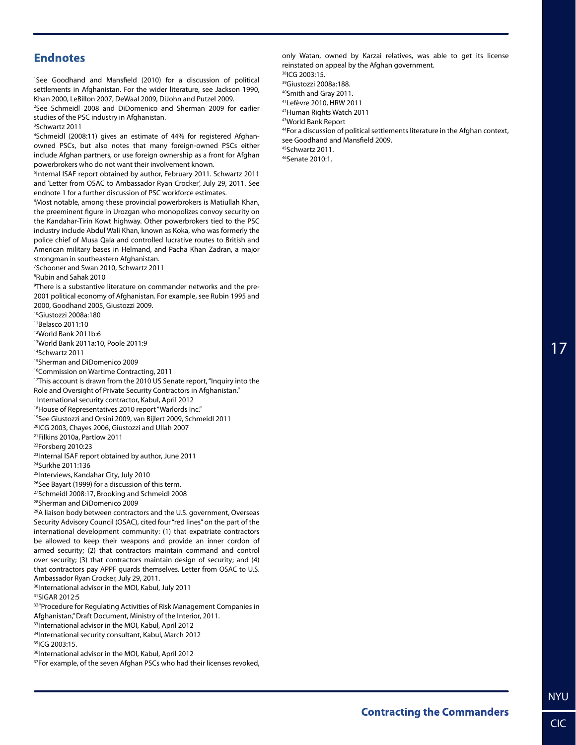## Endnotes

[1]See Goodhand and Mansfield (2010) for a discussion of political settlements in Afghanistan. For the wider literature, see Jackson 1990, Khan 2000, LeBillon 2007, DeWaal 2009, DiJohn and Putzel 2009.

[2]See Schmeidl 2008 and DiDomenico and Sherman 2009 for earlier studies of the PSC industry in Afghanistan.

[3]Schwartz 2011

[4]Schmeidl (2008:11) gives an estimate of 44% for registered Afghan-owned PSCs, but also notes that many foreign-owned PSCs either include Afghan partners, or use foreign ownership as a front for Afghan powerbrokers who do not want their involvement known.

[5]Internal ISAF report obtained by author, February 2011. Schwartz 2011 and 'Letter from OSAC to Ambassador Ryan Crocker', July 29, 2011. See endnote 1 for a further discussion of PSC workforce estimates.

[6]Most notable, among these provincial powerbrokers is Matiullah Khan, the preeminent figure in Urozgan who monopolizes convoy security on the Kandahar-Tirin Kowt highway. Other powerbrokers tied to the PSC industry include Abdul Wali Khan, known as Koka, who was formerly the police chief of Musa Qala and controlled lucrative routes to British and American military bases in Helmand, and Pacha Khan Zadran, a major strongman in southeastern Afghanistan.

[7]Schooner and Swan 2010, Schwartz 2011

[8]Rubin and Sahak 2010

[9]There is a substantive literature on commander networks and the pre-2001 political economy of Afghanistan. For example, see Rubin 1995 and 2000, Goodhand 2005, Giustozzi 2009.

[10]Giustozzi 2008a:180

[11]Belasco 2011:10

[12]World Bank 2011b:6

[13]World Bank 2011a:10, Poole 2011:9

[14]Schwartz 2011

[15]Sherman and DiDomenico 2009

[16]Commission on Wartime Contracting, 2011

[17]This account is drawn from the 2010 US Senate report, "Inquiry into the Role and Oversight of Private Security Contractors in Afghanistan." International security contractor, Kabul, April 2012

[18]House of Representatives 2010 report "Warlords Inc."

[19]See Giustozzi and Orsini 2009, van Bijlert 2009, Schmeidl 2011

[20]ICG 2003, Chayes 2006, Giustozzi and Ullah 2007

[21]Filkins 2010a, Partlow 2011

[22]Forsberg 2010:23

[23]Internal ISAF report obtained by author, June 2011

[24]Surkhe 2011:136

[25]Interviews, Kandahar City, July 2010

[26]See Bayart (1999) for a discussion of this term.

[27]Schmeidl 2008:17, Brooking and Schmeidl 2008

[28]Sherman and DiDomenico 2009

[29]A liaison body between contractors and the U.S. government, Overseas Security Advisory Council (OSAC), cited four "red lines" on the part of the international development community: (1) that expatriate contractors be allowed to keep their weapons and provide an inner cordon of armed security; (2) that contractors maintain command and control over security; (3) that contractors maintain design of security; and (4) that contractors pay APPF guards themselves. Letter from OSAC to U.S. Ambassador Ryan Crocker, July 29, 2011.

[30]International advisor in the MOI, Kabul, July 2011

[31]SIGAR 2012:5

[32]"Procedure for Regulating Activities of Risk Management Companies in Afghanistan," Draft Document, Ministry of the Interior, 2011.

[33]International advisor in the MOI, Kabul, April 2012

[34]International security consultant, Kabul, March 2012

[35]ICG 2003:15.

[36]International advisor in the MOI, Kabul, April 2012

[37]For example, of the seven Afghan PSCs who had their licenses revoked, only Watan, owned by Karzai relatives, was able to get its license reinstated on appeal by the Afghan government.

[38]ICG 2003:15.

[39]Giustozzi 2008a:188.

[40]Smith and Gray 2011.

[41]Lefèvre 2010, HRW 2011

[42]Human Rights Watch 2011

[43]World Bank Report

[44]For a discussion of political settlements literature in the Afghan context, see Goodhand and Mansfield 2009.

[45]Schwartz 2011.

[46]Senate 2010:1.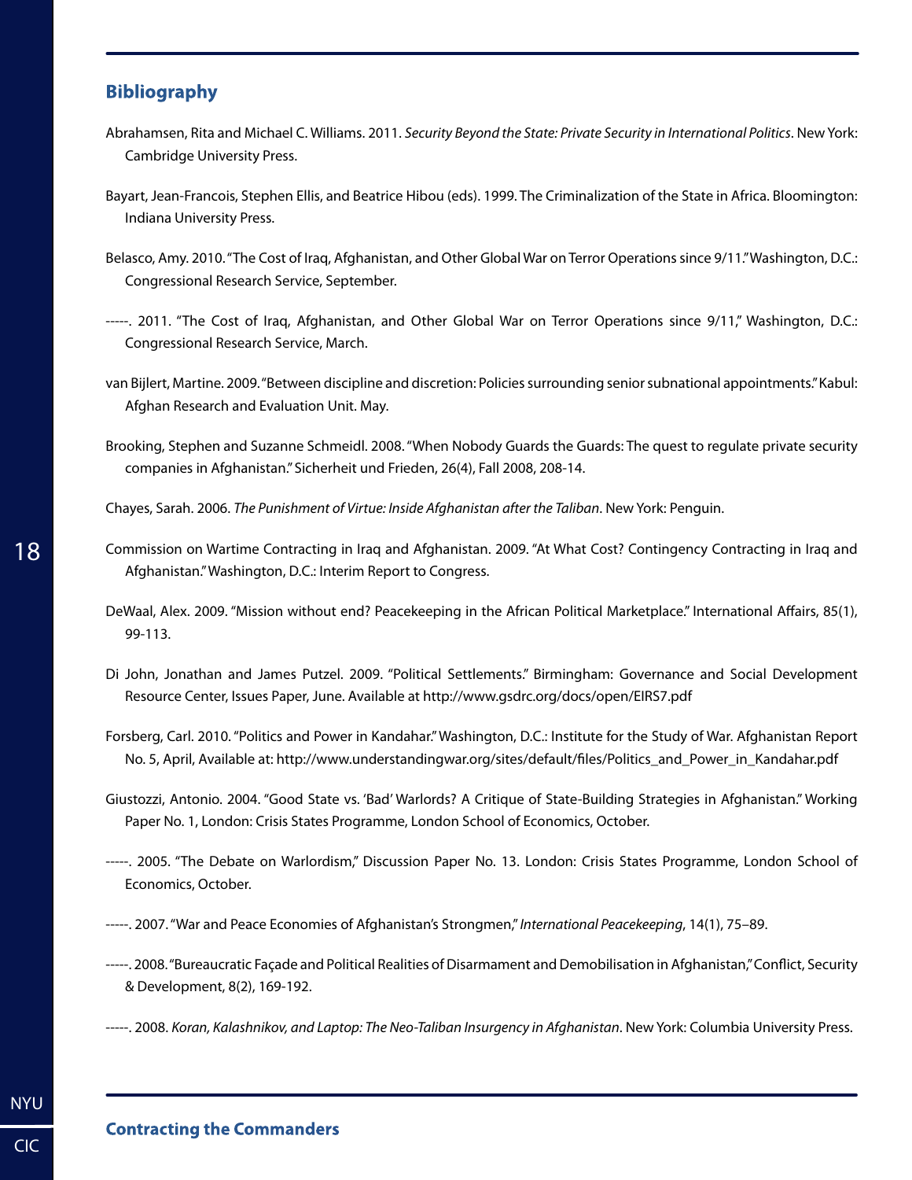## Bibliography

Abrahamsen, Rita and Michael C. Williams. 2011. *Security Beyond the State: Private Security in International Politics*. New York: Cambridge University Press.

Bayart, Jean-Francois, Stephen Ellis, and Beatrice Hibou (eds). 1999. The Criminalization of the State in Africa. Bloomington: Indiana University Press.

Belasco, Amy. 2010. "The Cost of Iraq, Afghanistan, and Other Global War on Terror Operations since 9/11." Washington, D.C.: Congressional Research Service, September.

-----. 2011. "The Cost of Iraq, Afghanistan, and Other Global War on Terror Operations since 9/11," Washington, D.C.: Congressional Research Service, March.

van Bijlert, Martine. 2009. "Between discipline and discretion: Policies surrounding senior subnational appointments." Kabul: Afghan Research and Evaluation Unit. May.

Brooking, Stephen and Suzanne Schmeidl. 2008. "When Nobody Guards the Guards: The quest to regulate private security companies in Afghanistan." Sicherheit und Frieden, 26(4), Fall 2008, 208-14.

Chayes, Sarah. 2006. *The Punishment of Virtue: Inside Afghanistan after the Taliban*. New York: Penguin.

Commission on Wartime Contracting in Iraq and Afghanistan. 2009. "At What Cost? Contingency Contracting in Iraq and Afghanistan." Washington, D.C.: Interim Report to Congress.

DeWaal, Alex. 2009. "Mission without end? Peacekeeping in the African Political Marketplace." International Affairs, 85(1), 99-113.

Di John, Jonathan and James Putzel. 2009. "Political Settlements." Birmingham: Governance and Social Development Resource Center, Issues Paper, June. Available at http://www.gsdrc.org/docs/open/EIRS7.pdf

Forsberg, Carl. 2010. "Politics and Power in Kandahar." Washington, D.C.: Institute for the Study of War. Afghanistan Report No. 5, April, Available at: http://www.understandingwar.org/sites/default/files/Politics_and_Power_in_Kandahar.pdf

Giustozzi, Antonio. 2004. "Good State vs. 'Bad' Warlords? A Critique of State-Building Strategies in Afghanistan." Working Paper No. 1, London: Crisis States Programme, London School of Economics, October.

-----. 2005. "The Debate on Warlordism," Discussion Paper No. 13. London: Crisis States Programme, London School of Economics, October.

-----. 2007. "War and Peace Economies of Afghanistan's Strongmen," *International Peacekeeping*, 14(1), 75–89.

-----. 2008. "Bureaucratic Façade and Political Realities of Disarmament and Demobilisation in Afghanistan," Conflict, Security & Development, 8(2), 169-192.

-----. 2008. *Koran, Kalashnikov, and Laptop: The Neo-Taliban Insurgency in Afghanistan*. New York: Columbia University Press.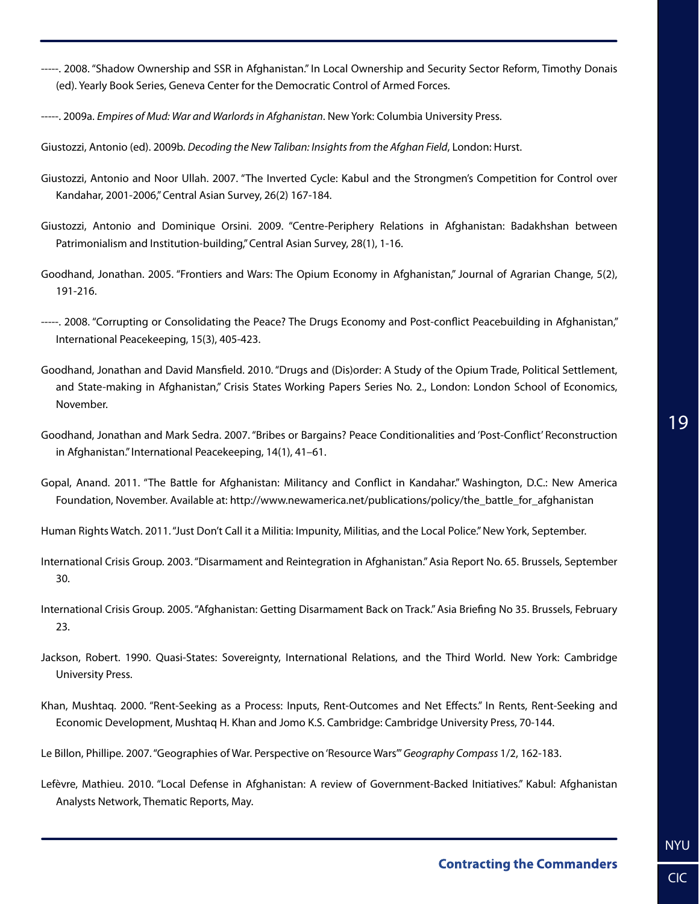-----. 2008. "Shadow Ownership and SSR in Afghanistan." In Local Ownership and Security Sector Reform, Timothy Donais (ed). Yearly Book Series, Geneva Center for the Democratic Control of Armed Forces.

-----. 2009a. *Empires of Mud: War and Warlords in Afghanistan*. New York: Columbia University Press.

Giustozzi, Antonio (ed). 2009b. *Decoding the New Taliban: Insights from the Afghan Field*, London: Hurst.

Giustozzi, Antonio and Noor Ullah. 2007. "The Inverted Cycle: Kabul and the Strongmen's Competition for Control over Kandahar, 2001-2006," Central Asian Survey, 26(2) 167-184.

Giustozzi, Antonio and Dominique Orsini. 2009. "Centre-Periphery Relations in Afghanistan: Badakhshan between Patrimonialism and Institution-building," Central Asian Survey, 28(1), 1-16.

Goodhand, Jonathan. 2005. "Frontiers and Wars: The Opium Economy in Afghanistan," Journal of Agrarian Change, 5(2), 191-216.

-----. 2008. "Corrupting or Consolidating the Peace? The Drugs Economy and Post-conflict Peacebuilding in Afghanistan," International Peacekeeping, 15(3), 405-423.

Goodhand, Jonathan and David Mansfield. 2010. "Drugs and (Dis)order: A Study of the Opium Trade, Political Settlement, and State-making in Afghanistan," Crisis States Working Papers Series No. 2., London: London School of Economics, November.

Goodhand, Jonathan and Mark Sedra. 2007. "Bribes or Bargains? Peace Conditionalities and 'Post-Conflict' Reconstruction in Afghanistan." International Peacekeeping, 14(1), 41–61.

Gopal, Anand. 2011. "The Battle for Afghanistan: Militancy and Conflict in Kandahar." Washington, D.C.: New America Foundation, November. Available at: http://www.newamerica.net/publications/policy/the_battle_for_afghanistan

Human Rights Watch. 2011. "Just Don't Call it a Militia: Impunity, Militias, and the Local Police." New York, September.

International Crisis Group. 2003. "Disarmament and Reintegration in Afghanistan." Asia Report No. 65. Brussels, September 30.

International Crisis Group. 2005. "Afghanistan: Getting Disarmament Back on Track." Asia Briefing No 35. Brussels, February 23.

Jackson, Robert. 1990. Quasi-States: Sovereignty, International Relations, and the Third World. New York: Cambridge University Press.

Khan, Mushtaq. 2000. "Rent-Seeking as a Process: Inputs, Rent-Outcomes and Net Effects." In Rents, Rent-Seeking and Economic Development, Mushtaq H. Khan and Jomo K.S. Cambridge: Cambridge University Press, 70-144.

Le Billon, Phillipe. 2007. "Geographies of War. Perspective on 'Resource Wars'" *Geography Compass* 1/2, 162-183.

Lefèvre, Mathieu. 2010. "Local Defense in Afghanistan: A review of Government-Backed Initiatives." Kabul: Afghanistan Analysts Network, Thematic Reports, May.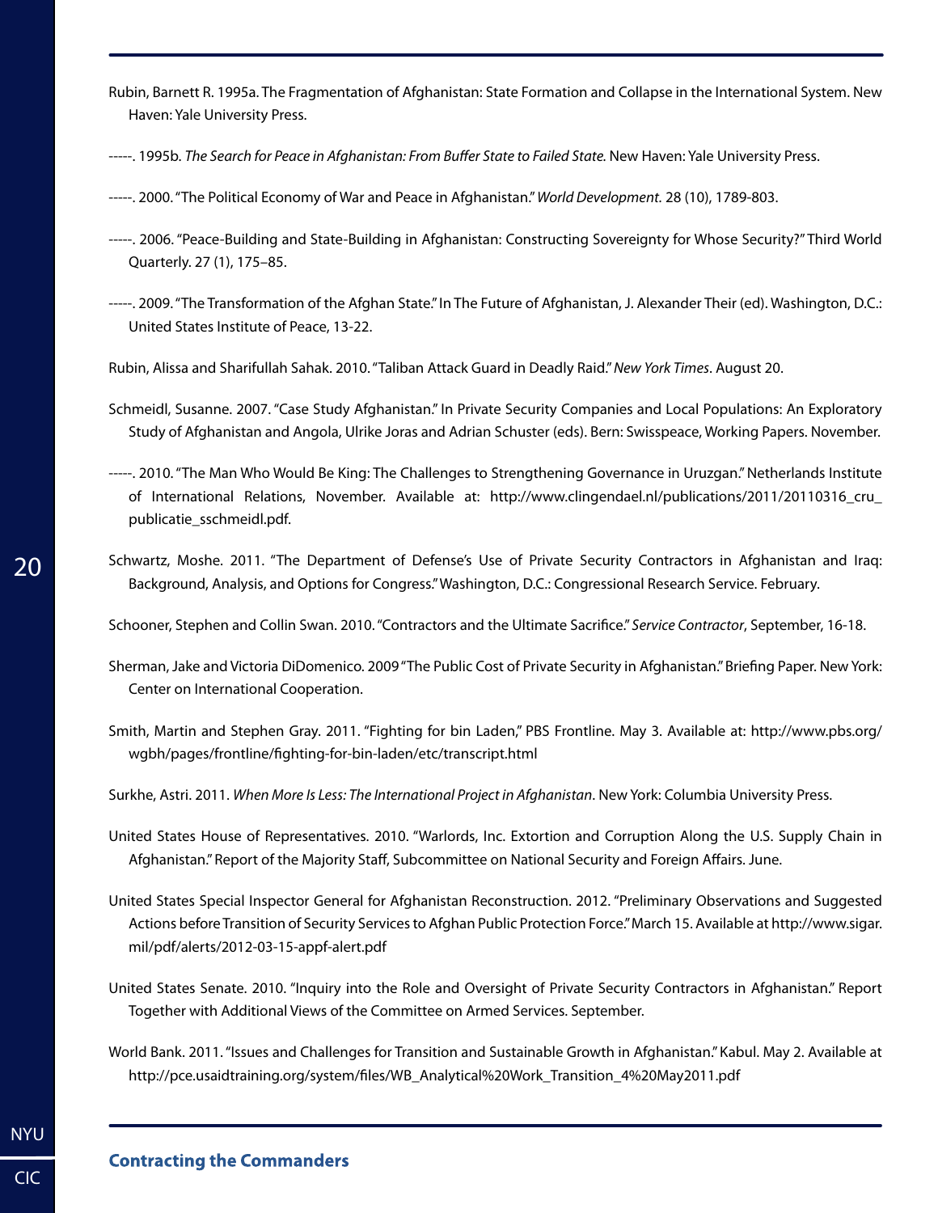Rubin, Barnett R. 1995a. The Fragmentation of Afghanistan: State Formation and Collapse in the International System. New Haven: Yale University Press.

-----. 1995b. *The Search for Peace in Afghanistan: From Buffer State to Failed State.* New Haven: Yale University Press.

-----. 2000. "The Political Economy of War and Peace in Afghanistan." *World Development.* 28 (10), 1789-803.

-----. 2006. "Peace-Building and State-Building in Afghanistan: Constructing Sovereignty for Whose Security?" Third World Quarterly. 27 (1), 175–85.

-----. 2009. "The Transformation of the Afghan State." In The Future of Afghanistan, J. Alexander Their (ed). Washington, D.C.: United States Institute of Peace, 13-22.

Rubin, Alissa and Sharifullah Sahak. 2010. "Taliban Attack Guard in Deadly Raid." *New York Times*. August 20.

Schmeidl, Susanne. 2007. "Case Study Afghanistan." In Private Security Companies and Local Populations: An Exploratory Study of Afghanistan and Angola, Ulrike Joras and Adrian Schuster (eds). Bern: Swisspeace, Working Papers. November.

-----. 2010. "The Man Who Would Be King: The Challenges to Strengthening Governance in Uruzgan." Netherlands Institute of International Relations, November. Available at: http://www.clingendael.nl/publications/2011/20110316_cru_publicatie_sschmeidl.pdf.

Schwartz, Moshe. 2011. "The Department of Defense's Use of Private Security Contractors in Afghanistan and Iraq: Background, Analysis, and Options for Congress." Washington, D.C.: Congressional Research Service. February.

Schooner, Stephen and Collin Swan. 2010. "Contractors and the Ultimate Sacrifice." *Service Contractor*, September, 16-18.

Sherman, Jake and Victoria DiDomenico. 2009 "The Public Cost of Private Security in Afghanistan." Briefing Paper. New York: Center on International Cooperation.

Smith, Martin and Stephen Gray. 2011. "Fighting for bin Laden," PBS Frontline. May 3. Available at: http://www.pbs.org/wgbh/pages/frontline/fighting-for-bin-laden/etc/transcript.html

Surkhe, Astri. 2011. *When More Is Less: The International Project in Afghanistan*. New York: Columbia University Press.

United States House of Representatives. 2010. "Warlords, Inc. Extortion and Corruption Along the U.S. Supply Chain in Afghanistan." Report of the Majority Staff, Subcommittee on National Security and Foreign Affairs. June.

United States Special Inspector General for Afghanistan Reconstruction. 2012. "Preliminary Observations and Suggested Actions before Transition of Security Services to Afghan Public Protection Force." March 15. Available at http://www.sigar.mil/pdf/alerts/2012-03-15-appf-alert.pdf

United States Senate. 2010. "Inquiry into the Role and Oversight of Private Security Contractors in Afghanistan." Report Together with Additional Views of the Committee on Armed Services. September.

World Bank. 2011. "Issues and Challenges for Transition and Sustainable Growth in Afghanistan." Kabul. May 2. Available at http://pce.usaidtraining.org/system/files/WB_Analytical%20Work_Transition_4%20May2011.pdf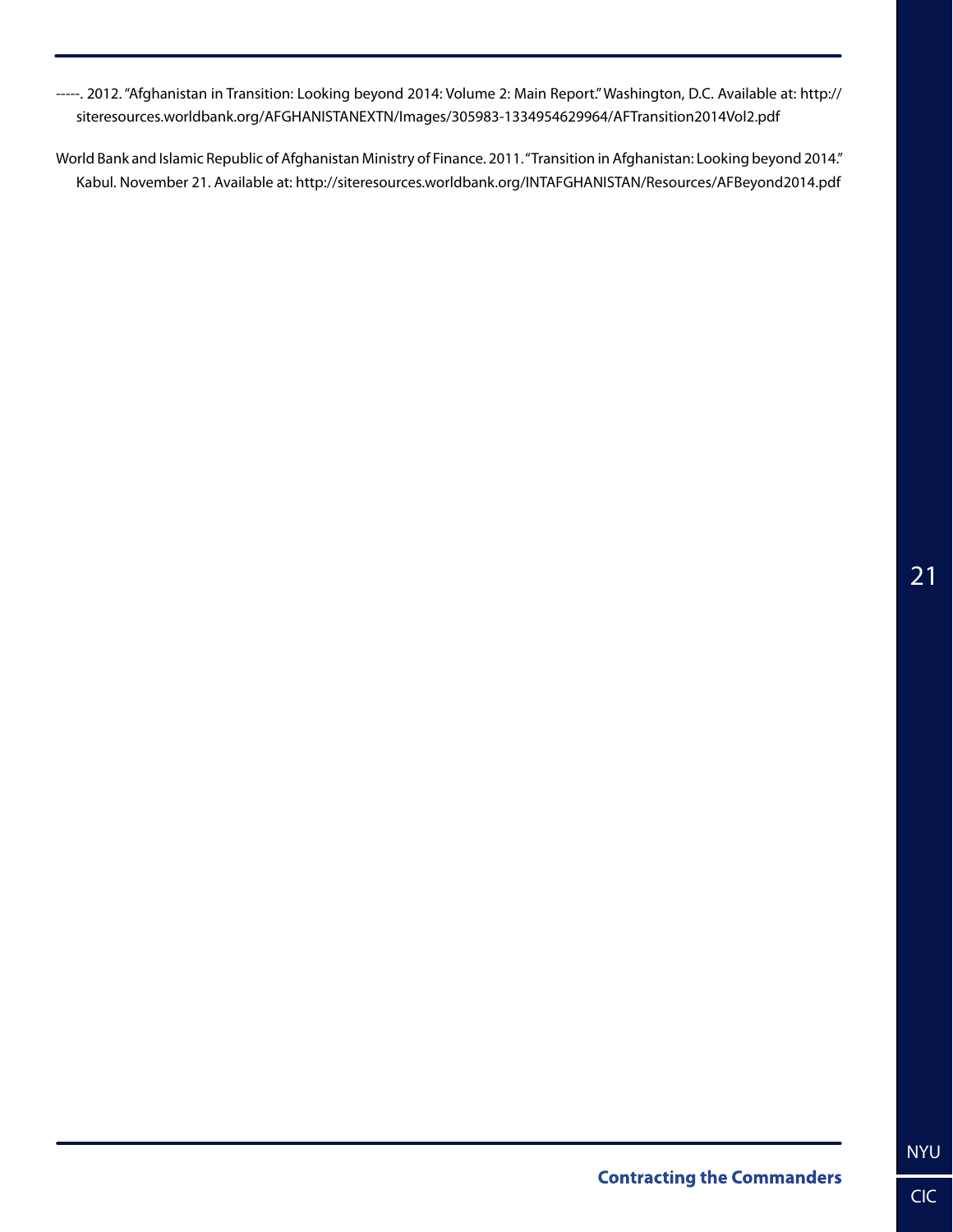-----. 2012. "Afghanistan in Transition: Looking beyond 2014: Volume 2: Main Report." Washington, D.C. Available at: http://siteresources.worldbank.org/AFGHANISTANEXTN/Images/305983-1334954629964/AFTransition2014Vol2.pdf

World Bank and Islamic Republic of Afghanistan Ministry of Finance. 2011. "Transition in Afghanistan: Looking beyond 2014." Kabul. November 21. Available at: http://siteresources.worldbank.org/INTAFGHANISTAN/Resources/AFBeyond2014.pdf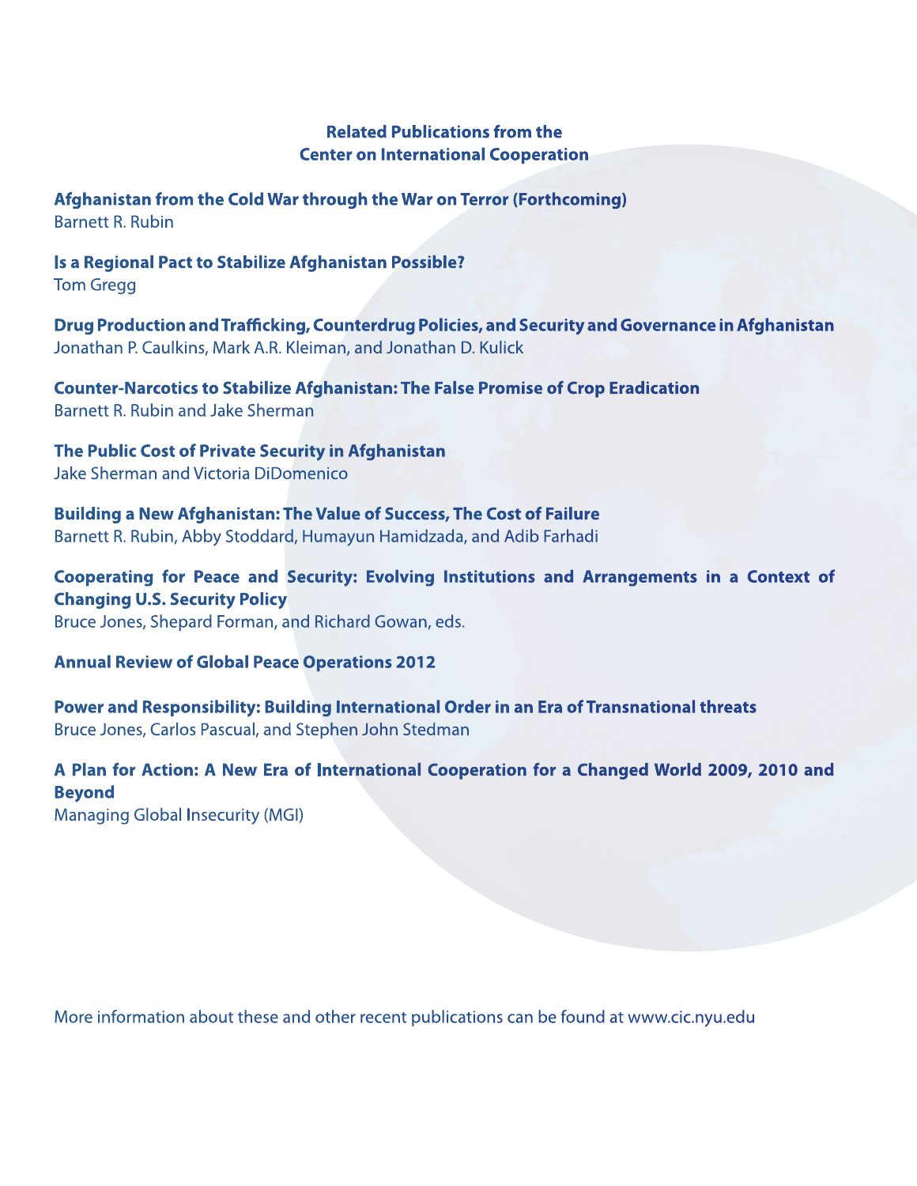## Related Publications from the Center on International Cooperation

**Afghanistan from the Cold War through the War on Terror (Forthcoming)**
Barnett R. Rubin

**Is a Regional Pact to Stabilize Afghanistan Possible?**
Tom Gregg

**Drug Production and Trafficking, Counterdrug Policies, and Security and Governance in Afghanistan**
Jonathan P. Caulkins, Mark A.R. Kleiman, and Jonathan D. Kulick

**Counter-Narcotics to Stabilize Afghanistan: The False Promise of Crop Eradication**
Barnett R. Rubin and Jake Sherman

**The Public Cost of Private Security in Afghanistan**
Jake Sherman and Victoria DiDomenico

**Building a New Afghanistan: The Value of Success, The Cost of Failure**
Barnett R. Rubin, Abby Stoddard, Humayun Hamidzada, and Adib Farhadi

**Cooperating for Peace and Security: Evolving Institutions and Arrangements in a Context of Changing U.S. Security Policy**
Bruce Jones, Shepard Forman, and Richard Gowan, eds.

**Annual Review of Global Peace Operations 2012**

**Power and Responsibility: Building International Order in an Era of Transnational threats**
Bruce Jones, Carlos Pascual, and Stephen John Stedman

**A Plan for Action: A New Era of International Cooperation for a Changed World 2009, 2010 and Beyond**
Managing Global Insecurity (MGI)

More information about these and other recent publications can be found at www.cic.nyu.edu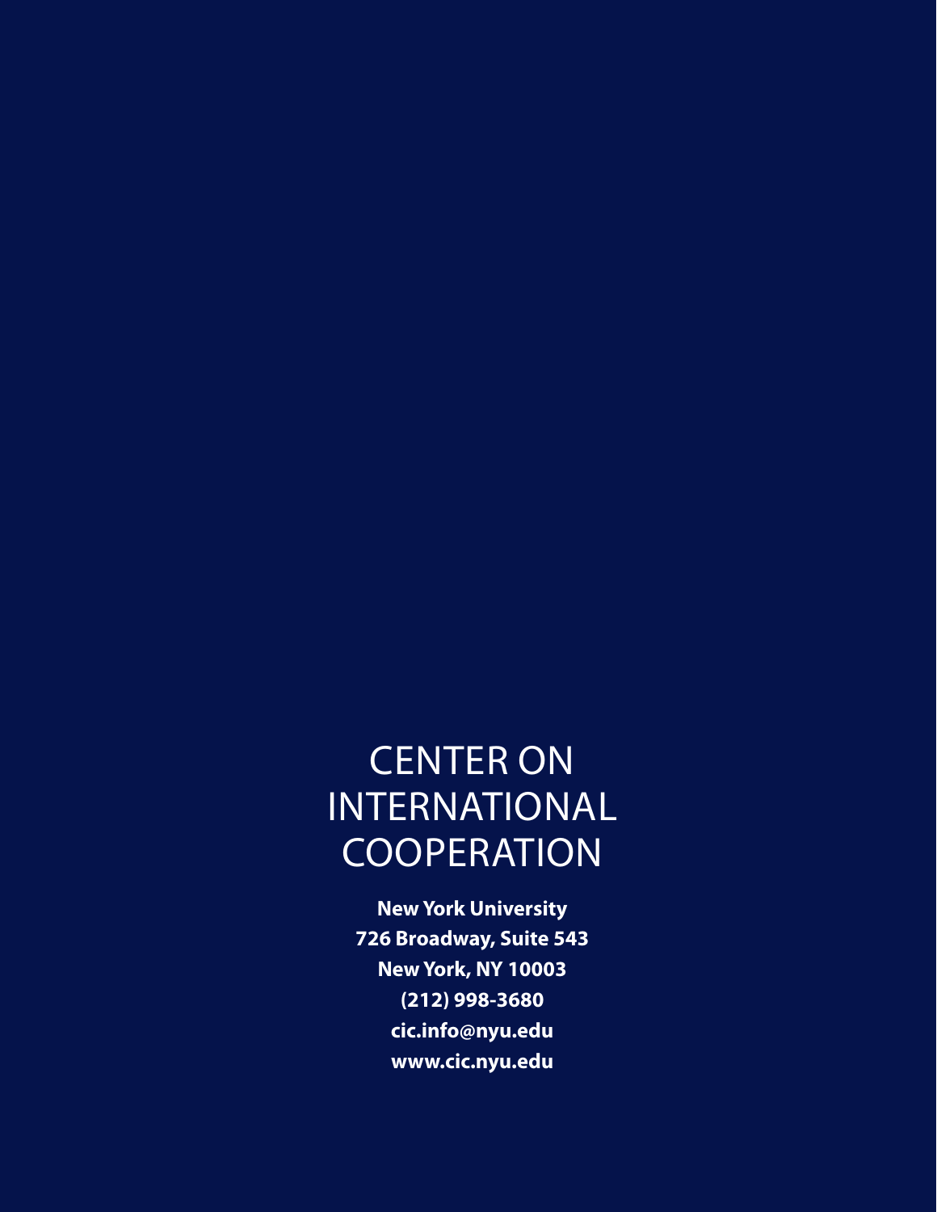# CENTER ON INTERNATIONAL COOPERATION

**New York University**
**726 Broadway, Suite 543**
**New York, NY 10003**
**(212) 998-3680**
**cic.info@nyu.edu**
**www.cic.nyu.edu**